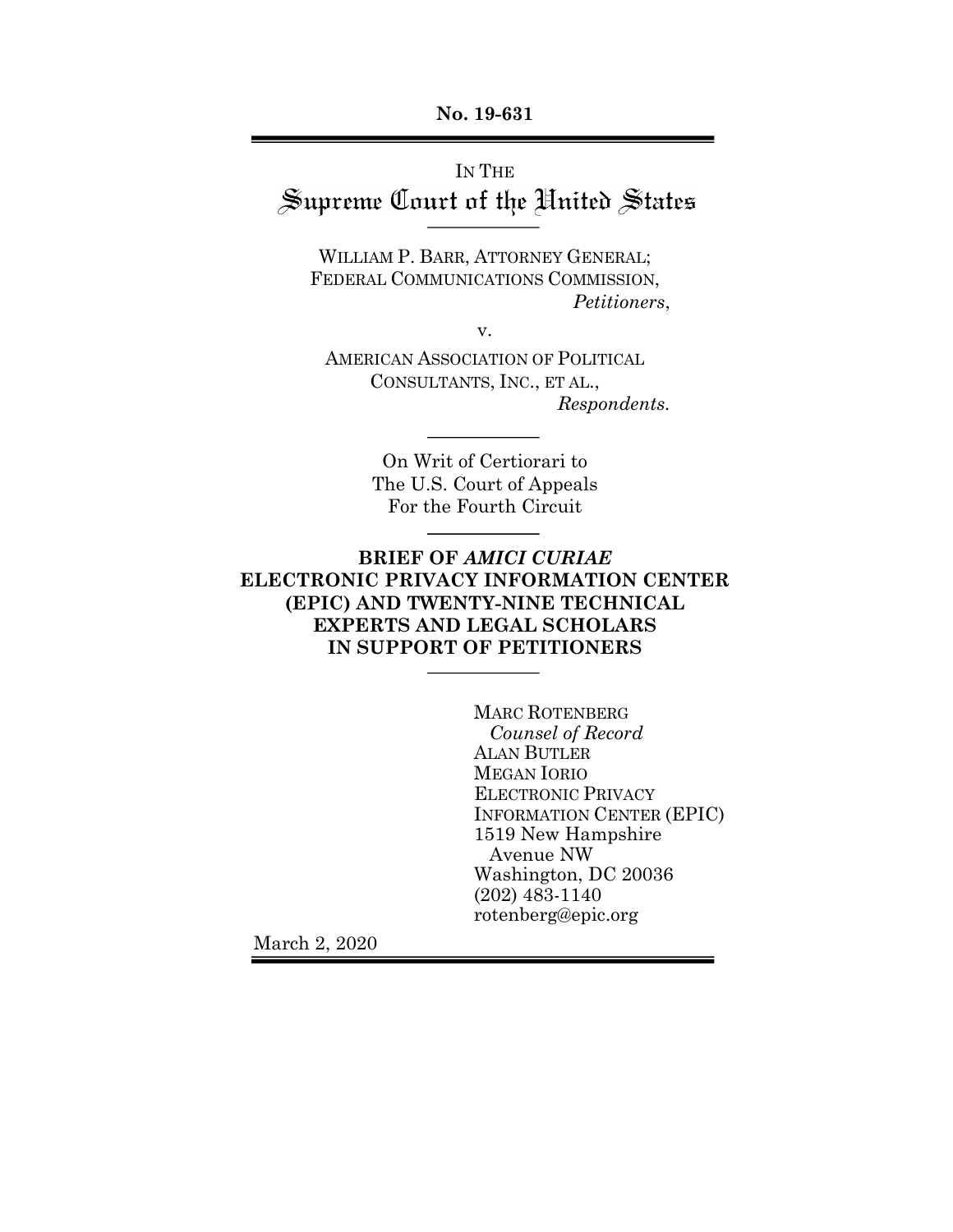**No. 19-631**

IN THE

# Supreme Court of the United States

WILLIAM P. BARR, ATTORNEY GENERAL;
FEDERAL COMMUNICATIONS COMMISSION,
*Petitioners*,

v.

AMERICAN ASSOCIATION OF POLITICAL
CONSULTANTS, INC., ET AL.,
*Respondents.*

On Writ of Certiorari to
The U.S. Court of Appeals
For the Fourth Circuit

**BRIEF OF *AMICI CURIAE* ELECTRONIC PRIVACY INFORMATION CENTER (EPIC) AND TWENTY-NINE TECHNICAL EXPERTS AND LEGAL SCHOLARS IN SUPPORT OF PETITIONERS**

MARC ROTENBERG
*Counsel of Record*
ALAN BUTLER
MEGAN IORIO
ELECTRONIC PRIVACY
INFORMATION CENTER (EPIC)
1519 New Hampshire
Avenue NW
Washington, DC 20036
(202) 483-1140
rotenberg@epic.org

March 2, 2020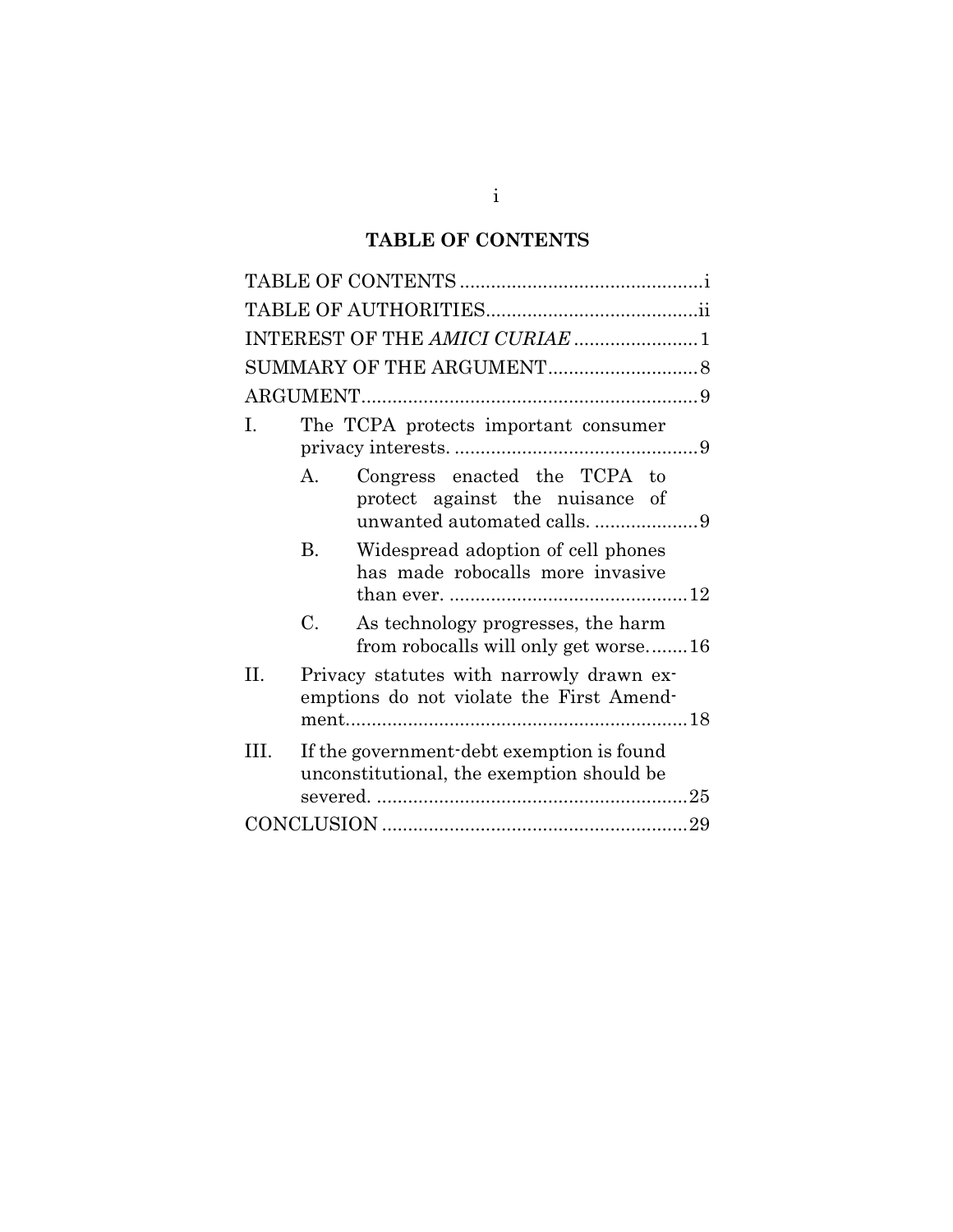## TABLE OF CONTENTS

TABLE OF CONTENTS ............................................... i

TABLE OF AUTHORITIES........................................ ii

INTEREST OF THE *AMICI CURIAE* ........................ 1

SUMMARY OF THE ARGUMENT............................ 8

ARGUMENT................................................................ 9

I. The TCPA protects important consumer privacy interests. ............................................... 9

   A. Congress enacted the TCPA to protect against the nuisance of unwanted automated calls. .................... 9

   B. Widespread adoption of cell phones has made robocalls more invasive than ever. .............................................. 12

   C. As technology progresses, the harm from robocalls will only get worse........ 16

II. Privacy statutes with narrowly drawn exemptions do not violate the First Amendment.................................................................. 18

III. If the government-debt exemption is found unconstitutional, the exemption should be severed. ............................................................ 25

CONCLUSION ........................................................... 29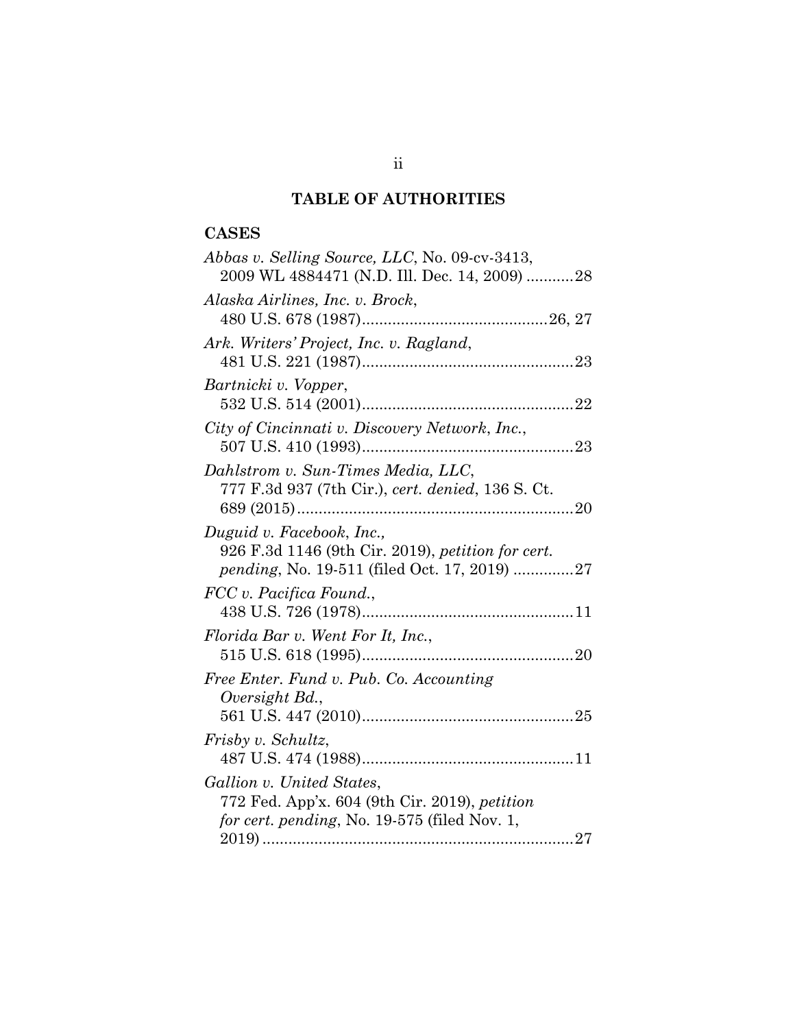## TABLE OF AUTHORITIES

### CASES

*Abbas v. Selling Source, LLC*, No. 09-cv-3413, 2009 WL 4884471 (N.D. Ill. Dec. 14, 2009) ...........28

*Alaska Airlines, Inc. v. Brock*, 480 U.S. 678 (1987)...........................................26, 27

*Ark. Writers' Project, Inc. v. Ragland*, 481 U.S. 221 (1987).................................................23

*Bartnicki v. Vopper*, 532 U.S. 514 (2001).................................................22

*City of Cincinnati v. Discovery Network, Inc.*, 507 U.S. 410 (1993).................................................23

*Dahlstrom v. Sun-Times Media, LLC*, 777 F.3d 937 (7th Cir.), *cert. denied*, 136 S. Ct. 689 (2015)................................................................20

*Duguid v. Facebook, Inc.*, 926 F.3d 1146 (9th Cir. 2019), *petition for cert. pending*, No. 19-511 (filed Oct. 17, 2019) ..............27

*FCC v. Pacifica Found.*, 438 U.S. 726 (1978).................................................11

*Florida Bar v. Went For It, Inc.*, 515 U.S. 618 (1995).................................................20

*Free Enter. Fund v. Pub. Co. Accounting Oversight Bd.*, 561 U.S. 447 (2010).................................................25

*Frisby v. Schultz*, 487 U.S. 474 (1988).................................................11

*Gallion v. United States*, 772 Fed. App'x. 604 (9th Cir. 2019), *petition for cert. pending*, No. 19-575 (filed Nov. 1, 2019).........................................................................27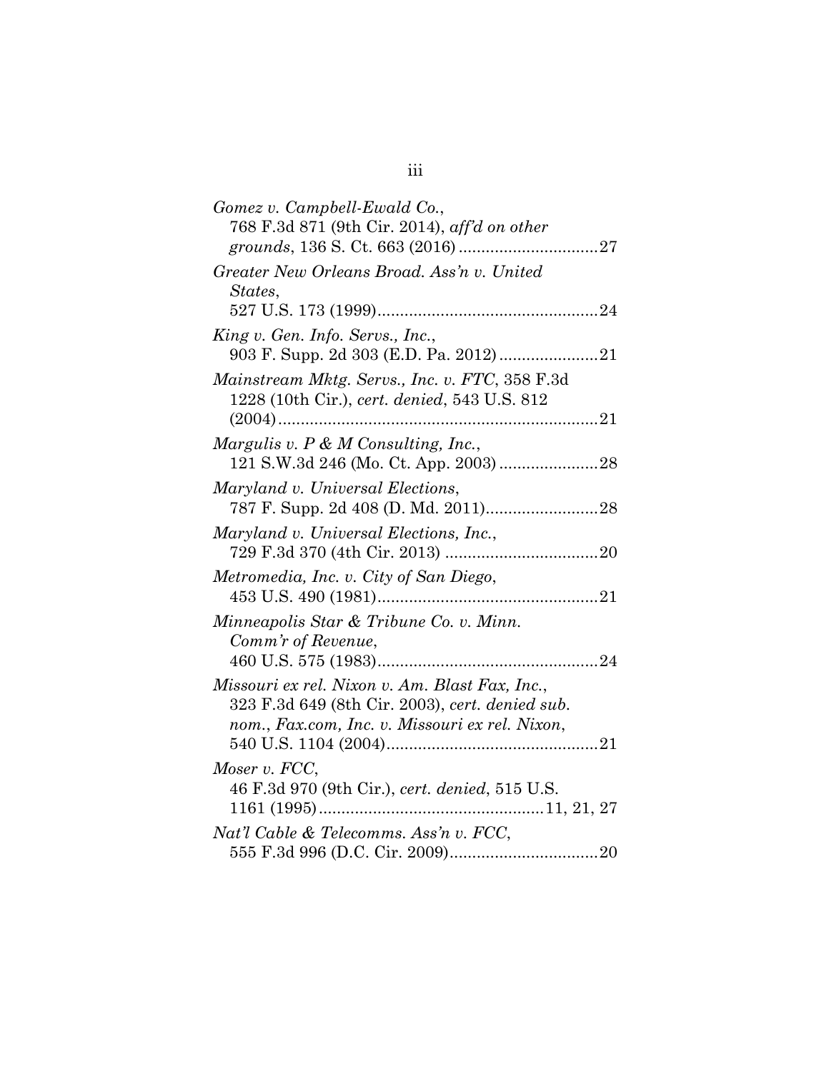*Gomez v. Campbell-Ewald Co.*,
768 F.3d 871 (9th Cir. 2014), *aff'd on other grounds*, 136 S. Ct. 663 (2016) ..............................27

*Greater New Orleans Broad. Ass'n v. United States*,
527 U.S. 173 (1999)................................................24

*King v. Gen. Info. Servs., Inc.*,
903 F. Supp. 2d 303 (E.D. Pa. 2012) ......................21

*Mainstream Mktg. Servs., Inc. v. FTC*, 358 F.3d 1228 (10th Cir.), *cert. denied*, 543 U.S. 812 (2004) ......................................................................21

*Margulis v. P & M Consulting, Inc.*,
121 S.W.3d 246 (Mo. Ct. App. 2003) ......................28

*Maryland v. Universal Elections*,
787 F. Supp. 2d 408 (D. Md. 2011).........................28

*Maryland v. Universal Elections, Inc.*,
729 F.3d 370 (4th Cir. 2013) ..................................20

*Metromedia, Inc. v. City of San Diego*,
453 U.S. 490 (1981)................................................21

*Minneapolis Star & Tribune Co. v. Minn. Comm'r of Revenue*,
460 U.S. 575 (1983)................................................24

*Missouri ex rel. Nixon v. Am. Blast Fax, Inc.*,
323 F.3d 649 (8th Cir. 2003), *cert. denied sub. nom., Fax.com, Inc. v. Missouri ex rel. Nixon*, 540 U.S. 1104 (2004)..............................................21

*Moser v. FCC*,
46 F.3d 970 (9th Cir.), *cert. denied*, 515 U.S. 1161 (1995)................................................11, 21, 27

*Nat'l Cable & Telecomms. Ass'n v. FCC*,
555 F.3d 996 (D.C. Cir. 2009)................................20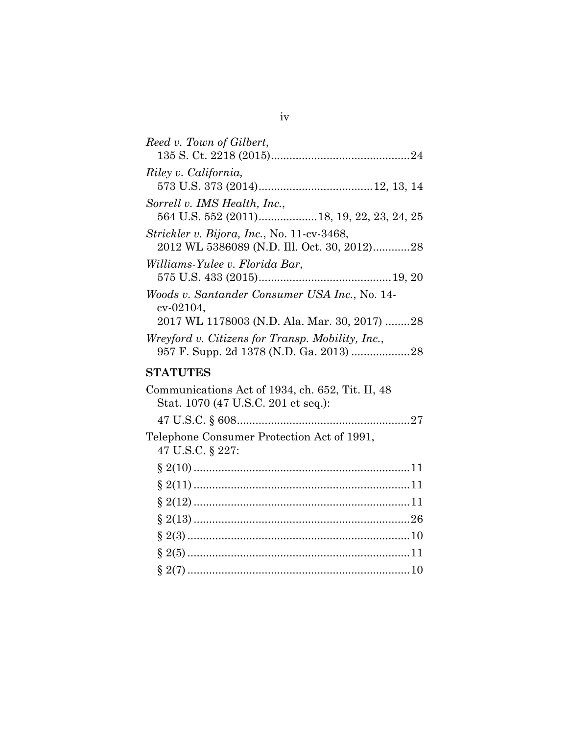*Reed v. Town of Gilbert*,
135 S. Ct. 2218 (2015)............................................24

*Riley v. California*,
573 U.S. 373 (2014)....................................12, 13, 14

*Sorrell v. IMS Health, Inc.*,
564 U.S. 552 (2011)..................18, 19, 22, 23, 24, 25

*Strickler v. Bijora, Inc.*, No. 11-cv-3468,
2012 WL 5386089 (N.D. Ill. Oct. 30, 2012)............28

*Williams-Yulee v. Florida Bar*,
575 U.S. 433 (2015)..........................................19, 20

*Woods v. Santander Consumer USA Inc.*, No. 14-cv-02104,
2017 WL 1178003 (N.D. Ala. Mar. 30, 2017) ........28

*Wreyford v. Citizens for Transp. Mobility, Inc.*,
957 F. Supp. 2d 1378 (N.D. Ga. 2013) ...................28

## STATUTES

Communications Act of 1934, ch. 652, Tit. II, 48 Stat. 1070 (47 U.S.C. 201 et seq.):

47 U.S.C. § 608........................................................27

Telephone Consumer Protection Act of 1991, 47 U.S.C. § 227:

§ 2(10) .....................................................................11

§ 2(11) .....................................................................11

§ 2(12) .....................................................................11

§ 2(13) .....................................................................26

§ 2(3) .......................................................................10

§ 2(5) .......................................................................11

§ 2(7) .......................................................................10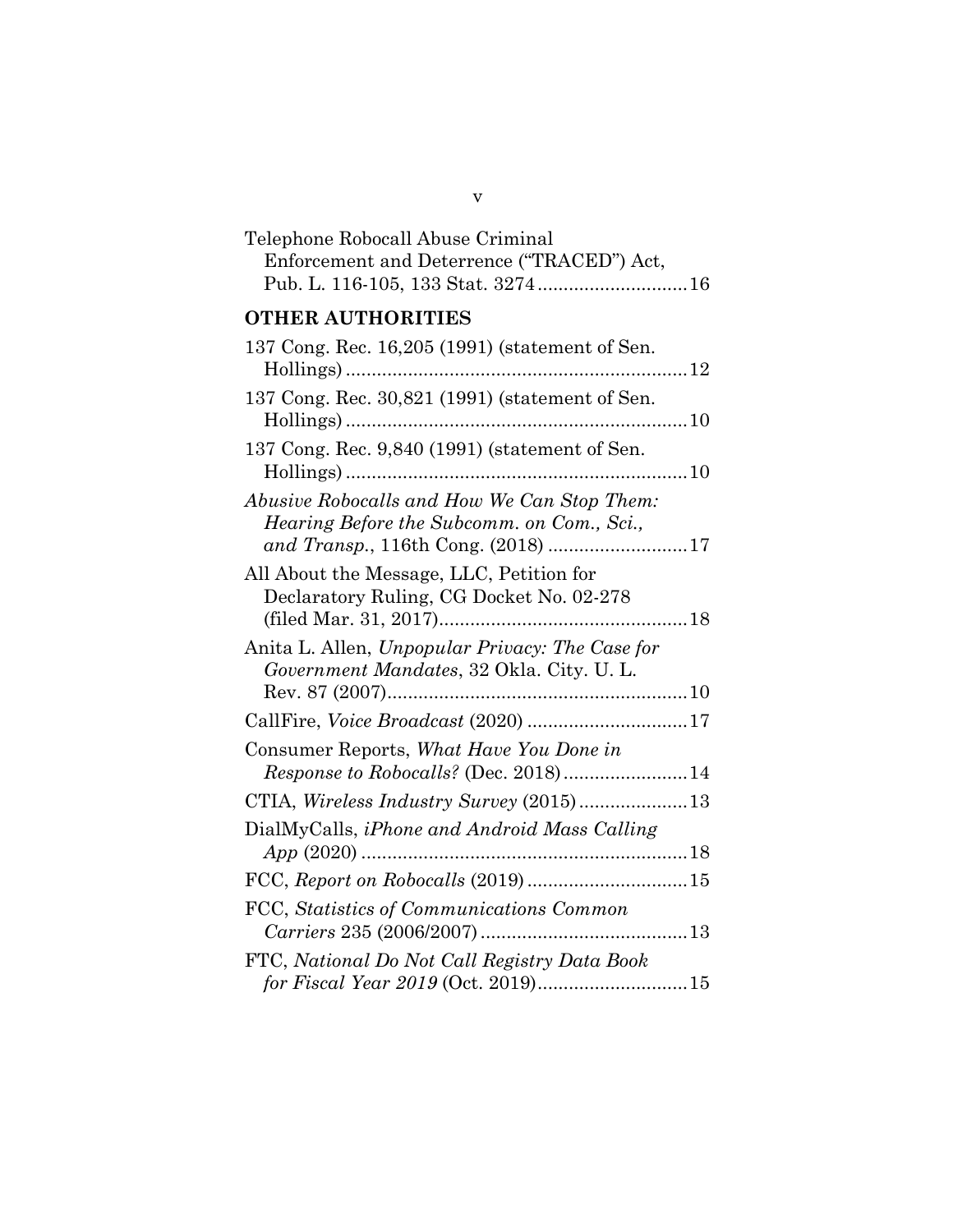Telephone Robocall Abuse Criminal Enforcement and Deterrence ("TRACED") Act, Pub. L. 116-105, 133 Stat. 3274 .......... 16

## OTHER AUTHORITIES

137 Cong. Rec. 16,205 (1991) (statement of Sen. Hollings) .......... 12

137 Cong. Rec. 30,821 (1991) (statement of Sen. Hollings) .......... 10

137 Cong. Rec. 9,840 (1991) (statement of Sen. Hollings) .......... 10

*Abusive Robocalls and How We Can Stop Them: Hearing Before the Subcomm. on Com., Sci., and Transp.*, 116th Cong. (2018) .......... 17

All About the Message, LLC, Petition for Declaratory Ruling, CG Docket No. 02-278 (filed Mar. 31, 2017) .......... 18

Anita L. Allen, *Unpopular Privacy: The Case for Government Mandates*, 32 Okla. City. U. L. Rev. 87 (2007) .......... 10

CallFire, *Voice Broadcast* (2020) .......... 17

Consumer Reports, *What Have You Done in Response to Robocalls?* (Dec. 2018) .......... 14

CTIA, *Wireless Industry Survey* (2015) .......... 13

DialMyCalls, *iPhone and Android Mass Calling App* (2020) .......... 18

FCC, *Report on Robocalls* (2019) .......... 15

FCC, *Statistics of Communications Common Carriers* 235 (2006/2007) .......... 13

FTC, *National Do Not Call Registry Data Book for Fiscal Year 2019* (Oct. 2019) .......... 15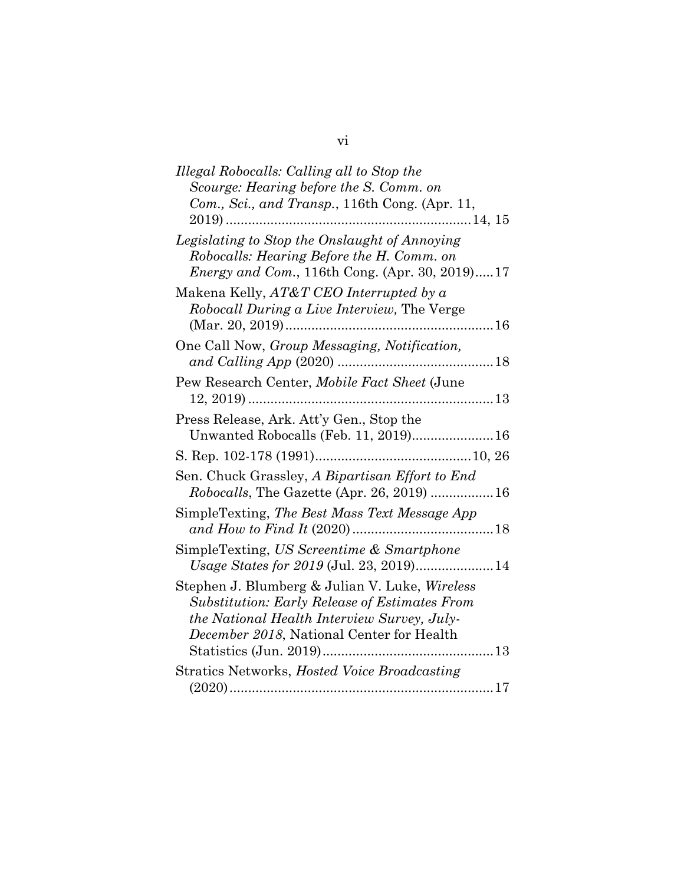*Illegal Robocalls: Calling all to Stop the Scourge: Hearing before the S. Comm. on Com., Sci., and Transp.*, 116th Cong. (Apr. 11, 2019) .................................................................. 14, 15

*Legislating to Stop the Onslaught of Annoying Robocalls: Hearing Before the H. Comm. on Energy and Com.*, 116th Cong. (Apr. 30, 2019)..... 17

Makena Kelly, *AT&T CEO Interrupted by a Robocall During a Live Interview,* The Verge (Mar. 20, 2019)........................................................ 16

One Call Now, *Group Messaging, Notification, and Calling App* (2020) .......................................... 18

Pew Research Center, *Mobile Fact Sheet* (June 12, 2019) .................................................................. 13

Press Release, Ark. Att'y Gen., Stop the Unwanted Robocalls (Feb. 11, 2019)...................... 16

S. Rep. 102-178 (1991)......................................... 10, 26

Sen. Chuck Grassley, *A Bipartisan Effort to End Robocalls*, The Gazette (Apr. 26, 2019) ................. 16

SimpleTexting, *The Best Mass Text Message App and How to Find It* (2020)...................................... 18

SimpleTexting, *US Screentime & Smartphone Usage States for 2019* (Jul. 23, 2019)..................... 14

Stephen J. Blumberg & Julian V. Luke, *Wireless Substitution: Early Release of Estimates From the National Health Interview Survey, July-December 2018*, National Center for Health Statistics (Jun. 2019).............................................. 13

Stratics Networks, *Hosted Voice Broadcasting* (2020)....................................................................... 17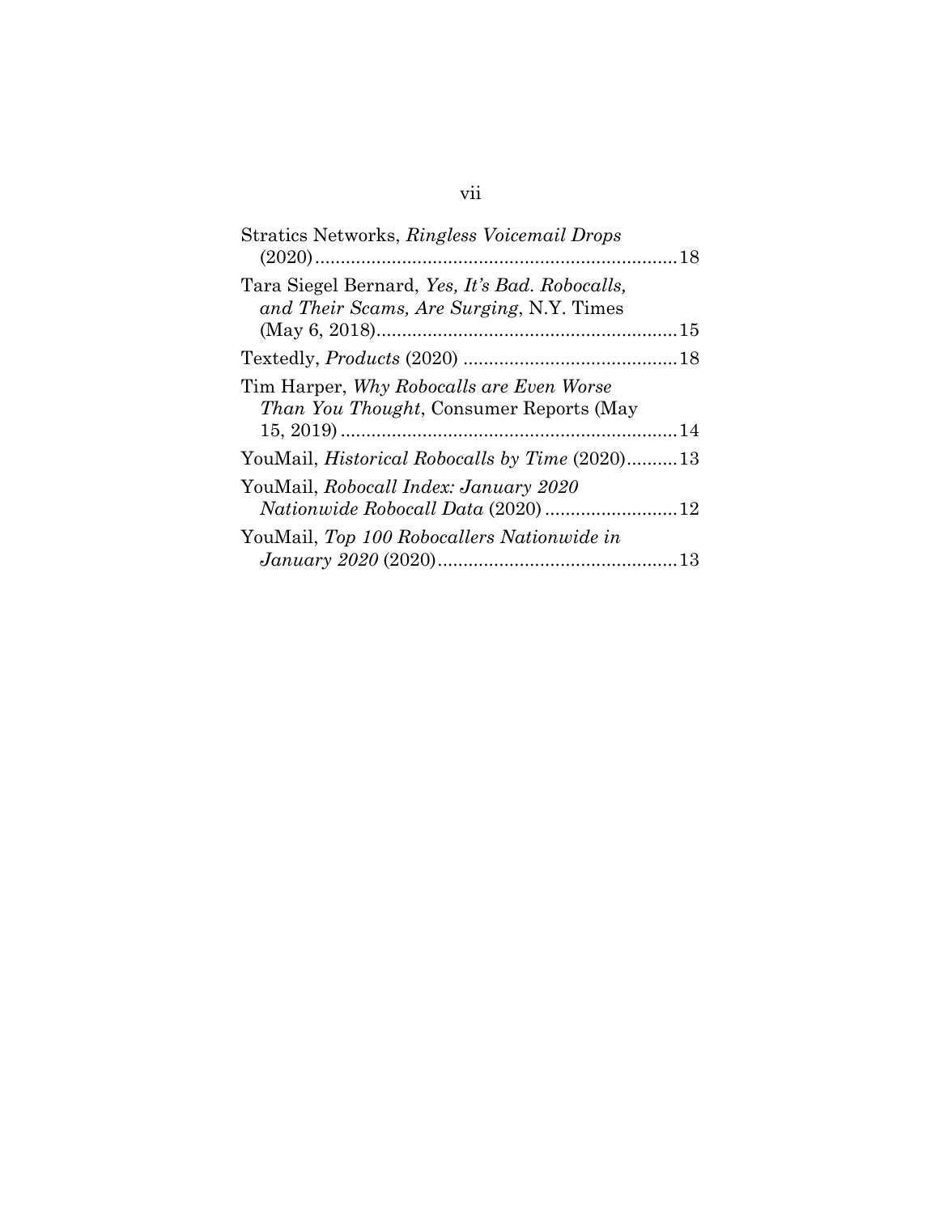Stratics Networks, *Ringless Voicemail Drops* (2020).......................................................................18

Tara Siegel Bernard, *Yes, It's Bad. Robocalls, and Their Scams, Are Surging*, N.Y. Times (May 6, 2018)...........................................................15

Textedly, *Products* (2020) ..........................................18

Tim Harper, *Why Robocalls are Even Worse Than You Thought*, Consumer Reports (May 15, 2019) ..................................................................14

YouMail, *Historical Robocalls by Time* (2020)..........13

YouMail, *Robocall Index: January 2020 Nationwide Robocall Data* (2020) ..........................12

YouMail, *Top 100 Robocallers Nationwide in January 2020* (2020)...............................................13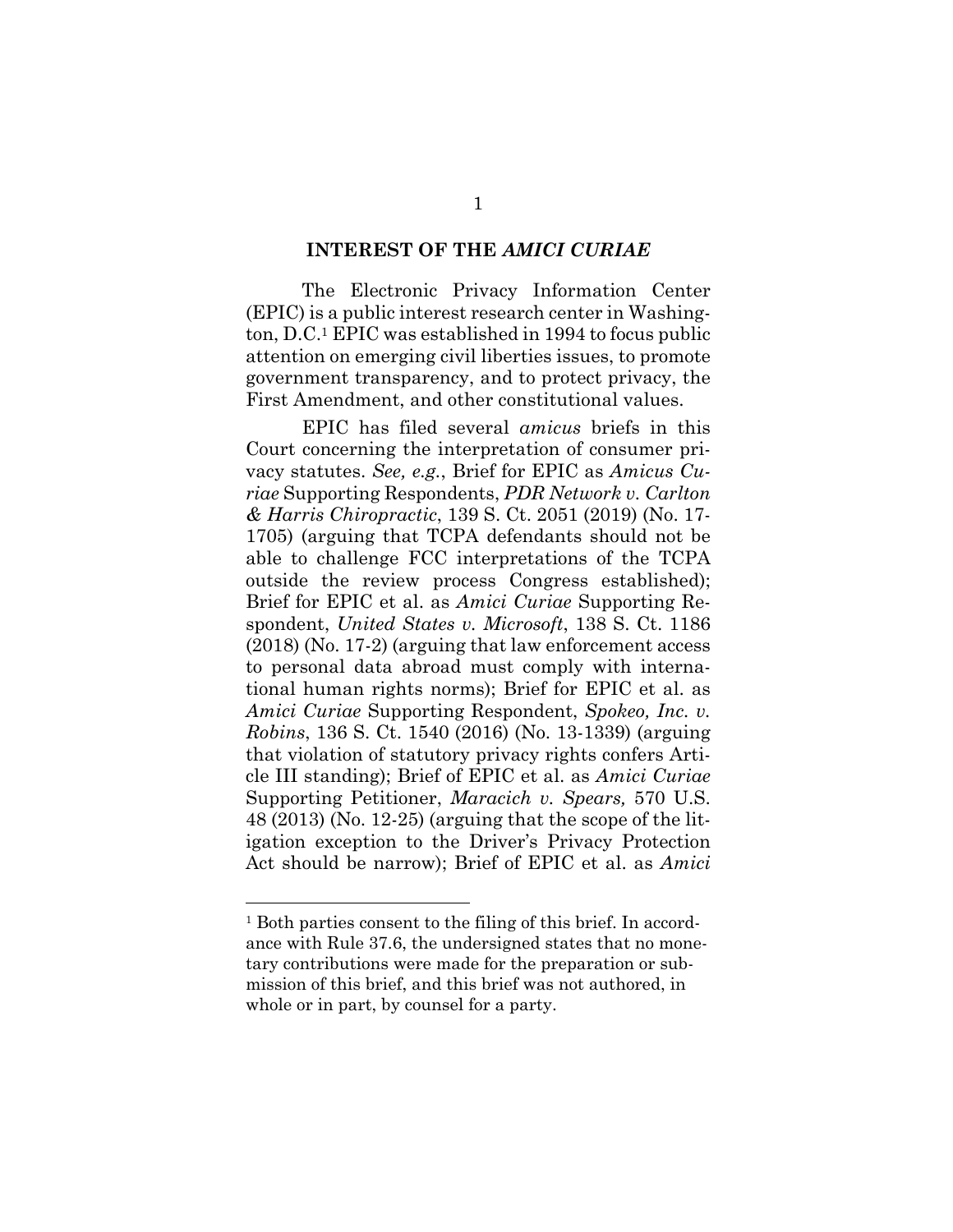## INTEREST OF THE *AMICI CURIAE*

The Electronic Privacy Information Center (EPIC) is a public interest research center in Washington, D.C.[1] EPIC was established in 1994 to focus public attention on emerging civil liberties issues, to promote government transparency, and to protect privacy, the First Amendment, and other constitutional values.

EPIC has filed several *amicus* briefs in this Court concerning the interpretation of consumer privacy statutes. *See, e.g.*, Brief for EPIC as *Amicus Curiae* Supporting Respondents, *PDR Network v. Carlton & Harris Chiropractic*, 139 S. Ct. 2051 (2019) (No. 17-1705) (arguing that TCPA defendants should not be able to challenge FCC interpretations of the TCPA outside the review process Congress established); Brief for EPIC et al. as *Amici Curiae* Supporting Respondent, *United States v. Microsoft*, 138 S. Ct. 1186 (2018) (No. 17-2) (arguing that law enforcement access to personal data abroad must comply with international human rights norms); Brief for EPIC et al. as *Amici Curiae* Supporting Respondent, *Spokeo, Inc. v. Robins*, 136 S. Ct. 1540 (2016) (No. 13-1339) (arguing that violation of statutory privacy rights confers Article III standing); Brief of EPIC et al. as *Amici Curiae* Supporting Petitioner, *Maracich v. Spears,* 570 U.S. 48 (2013) (No. 12-25) (arguing that the scope of the litigation exception to the Driver's Privacy Protection Act should be narrow); Brief of EPIC et al. as *Amici*

---

[1] Both parties consent to the filing of this brief. In accordance with Rule 37.6, the undersigned states that no monetary contributions were made for the preparation or submission of this brief, and this brief was not authored, in whole or in part, by counsel for a party.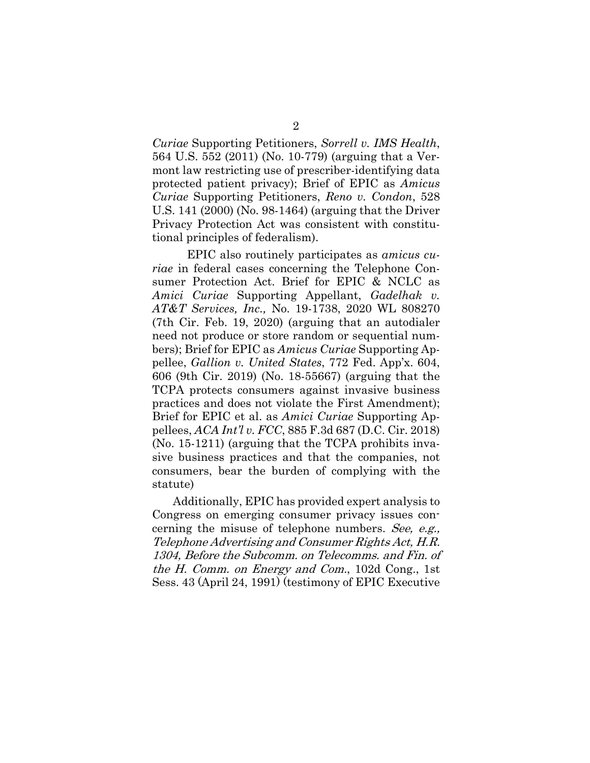*Curiae* Supporting Petitioners, *Sorrell v. IMS Health*, 564 U.S. 552 (2011) (No. 10-779) (arguing that a Vermont law restricting use of prescriber-identifying data protected patient privacy); Brief of EPIC as *Amicus Curiae* Supporting Petitioners, *Reno v. Condon*, 528 U.S. 141 (2000) (No. 98-1464) (arguing that the Driver Privacy Protection Act was consistent with constitutional principles of federalism).

EPIC also routinely participates as *amicus curiae* in federal cases concerning the Telephone Consumer Protection Act. Brief for EPIC & NCLC as *Amici Curiae* Supporting Appellant, *Gadelhak v. AT&T Services, Inc.,* No. 19-1738, 2020 WL 808270 (7th Cir. Feb. 19, 2020) (arguing that an autodialer need not produce or store random or sequential numbers); Brief for EPIC as *Amicus Curiae* Supporting Appellee, *Gallion v. United States*, 772 Fed. App'x. 604, 606 (9th Cir. 2019) (No. 18-55667) (arguing that the TCPA protects consumers against invasive business practices and does not violate the First Amendment); Brief for EPIC et al. as *Amici Curiae* Supporting Appellees, *ACA Int'l v. FCC*, 885 F.3d 687 (D.C. Cir. 2018) (No. 15-1211) (arguing that the TCPA prohibits invasive business practices and that the companies, not consumers, bear the burden of complying with the statute)

Additionally, EPIC has provided expert analysis to Congress on emerging consumer privacy issues concerning the misuse of telephone numbers. *See, e.g., Telephone Advertising and Consumer Rights Act, H.R. 1304, Before the Subcomm. on Telecomms. and Fin. of the H. Comm. on Energy and Com.*, 102d Cong., 1st Sess. 43 (April 24, 1991) (testimony of EPIC Executive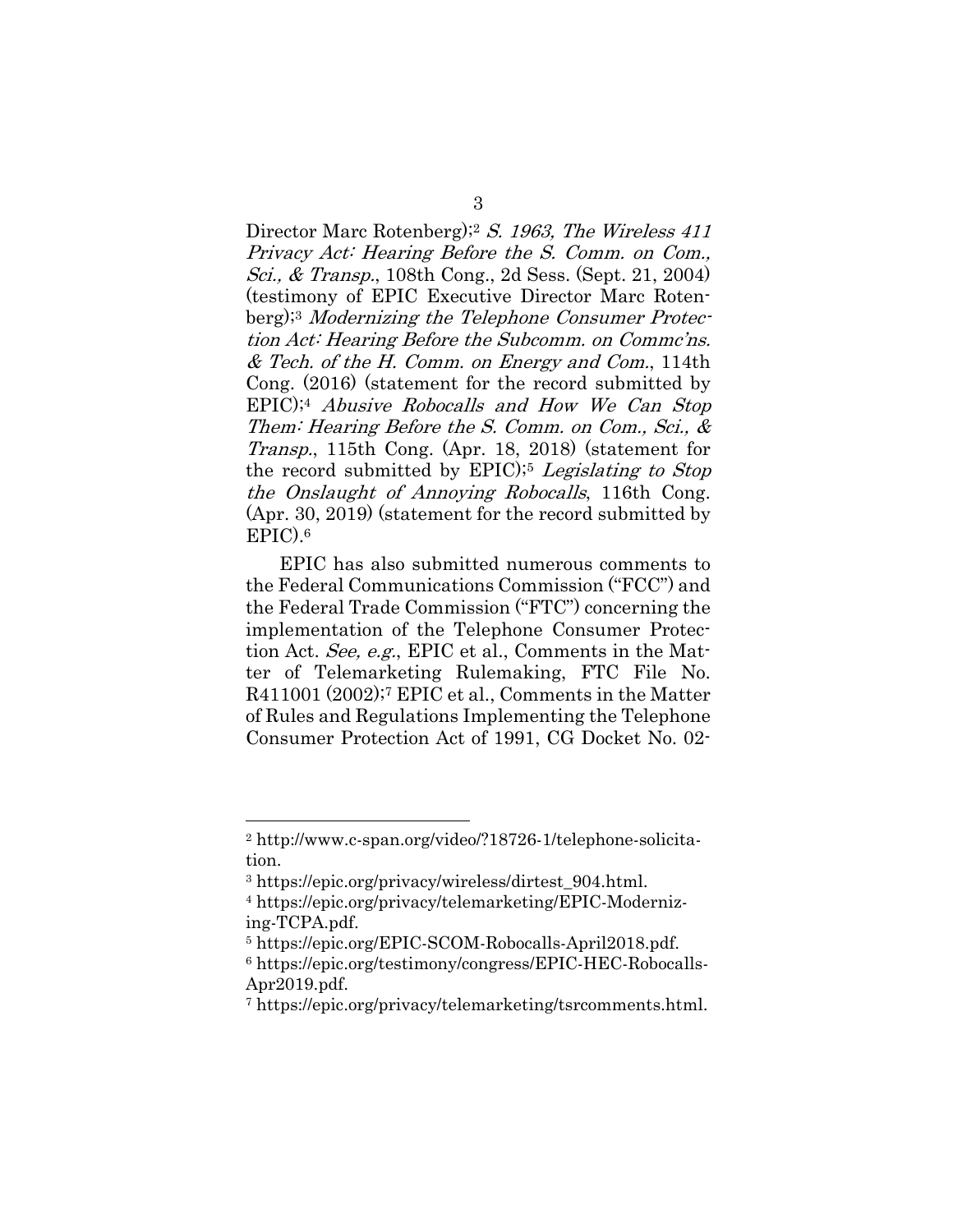Director Marc Rotenberg);[2] *S. 1963, The Wireless 411 Privacy Act: Hearing Before the S. Comm. on Com., Sci., & Transp.*, 108th Cong., 2d Sess. (Sept. 21, 2004) (testimony of EPIC Executive Director Marc Rotenberg);[3] *Modernizing the Telephone Consumer Protection Act: Hearing Before the Subcomm. on Commc'ns. & Tech. of the H. Comm. on Energy and Com.*, 114th Cong. (2016) (statement for the record submitted by EPIC);[4] *Abusive Robocalls and How We Can Stop Them: Hearing Before the S. Comm. on Com., Sci., & Transp.*, 115th Cong. (Apr. 18, 2018) (statement for the record submitted by EPIC);[5] *Legislating to Stop the Onslaught of Annoying Robocalls*, 116th Cong. (Apr. 30, 2019) (statement for the record submitted by EPIC).[6]

EPIC has also submitted numerous comments to the Federal Communications Commission ("FCC") and the Federal Trade Commission ("FTC") concerning the implementation of the Telephone Consumer Protection Act. *See, e.g.*, EPIC et al., Comments in the Matter of Telemarketing Rulemaking, FTC File No. R411001 (2002);[7] EPIC et al., Comments in the Matter of Rules and Regulations Implementing the Telephone Consumer Protection Act of 1991, CG Docket No. 02-

---

[2] http://www.c-span.org/video/?18726-1/telephone-solicitation.

[3] https://epic.org/privacy/wireless/dirtest_904.html.

[4] https://epic.org/privacy/telemarketing/EPIC-Modernizing-TCPA.pdf.

[5] https://epic.org/EPIC-SCOM-Robocalls-April2018.pdf.

[6] https://epic.org/testimony/congress/EPIC-HEC-Robocalls-Apr2019.pdf.

[7] https://epic.org/privacy/telemarketing/tsrcomments.html.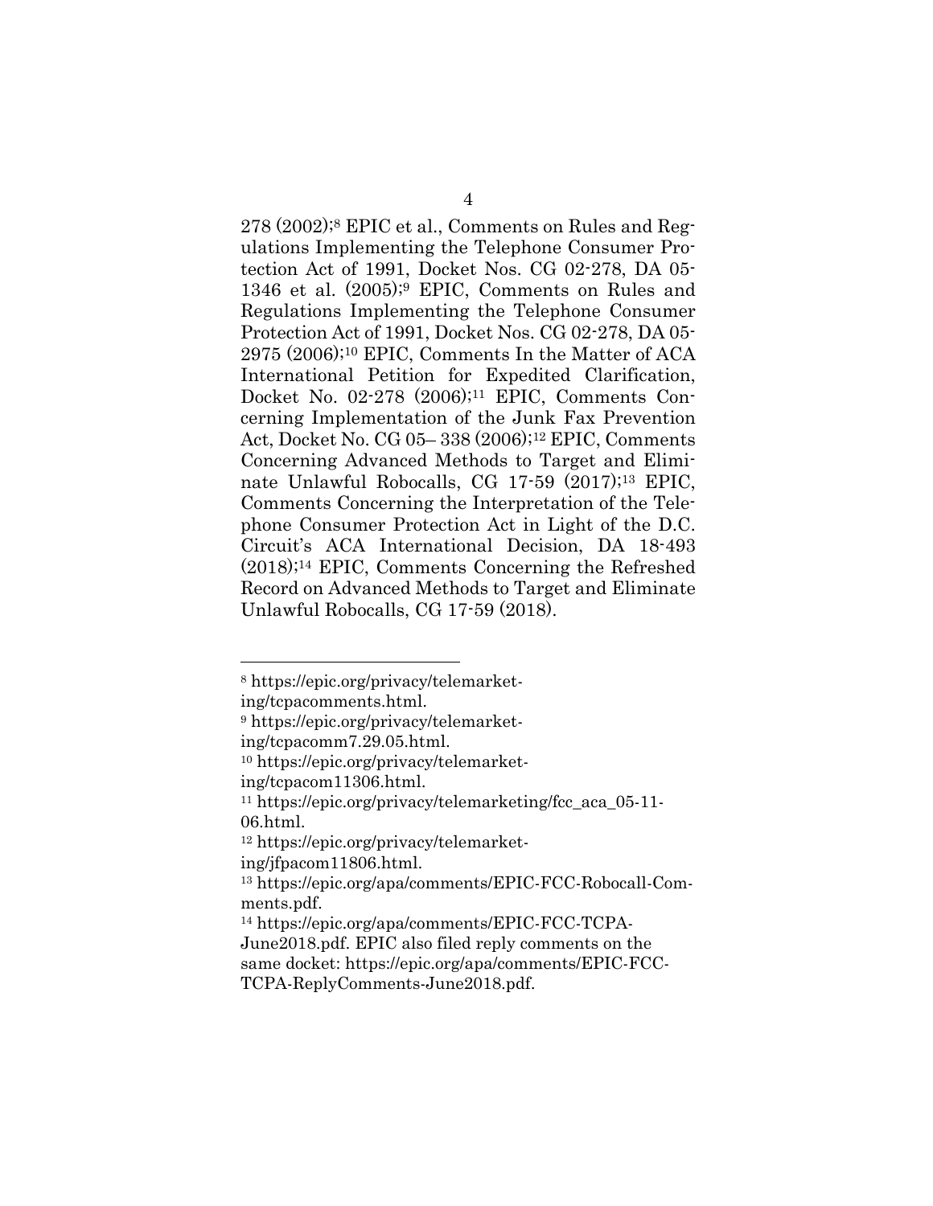278 (2002);[8] EPIC et al., Comments on Rules and Regulations Implementing the Telephone Consumer Protection Act of 1991, Docket Nos. CG 02-278, DA 05-1346 et al. (2005);[9] EPIC, Comments on Rules and Regulations Implementing the Telephone Consumer Protection Act of 1991, Docket Nos. CG 02-278, DA 05-2975 (2006);[10] EPIC, Comments In the Matter of ACA International Petition for Expedited Clarification, Docket No. 02-278 (2006);[11] EPIC, Comments Concerning Implementation of the Junk Fax Prevention Act, Docket No. CG 05– 338 (2006);[12] EPIC, Comments Concerning Advanced Methods to Target and Eliminate Unlawful Robocalls, CG 17-59 (2017);[13] EPIC, Comments Concerning the Interpretation of the Telephone Consumer Protection Act in Light of the D.C. Circuit's ACA International Decision, DA 18-493 (2018);[14] EPIC, Comments Concerning the Refreshed Record on Advanced Methods to Target and Eliminate Unlawful Robocalls, CG 17-59 (2018).

---

[8] https://epic.org/privacy/telemarketing/tcpacomments.html.

[9] https://epic.org/privacy/telemarketing/tcpacomm7.29.05.html.

[10] https://epic.org/privacy/telemarketing/tcpacom11306.html.

[11] https://epic.org/privacy/telemarketing/fcc_aca_05-11-06.html.

[12] https://epic.org/privacy/telemarketing/jfpacom11806.html.

[13] https://epic.org/apa/comments/EPIC-FCC-Robocall-Comments.pdf.

[14] https://epic.org/apa/comments/EPIC-FCC-TCPA-June2018.pdf. EPIC also filed reply comments on the same docket: https://epic.org/apa/comments/EPIC-FCC-TCPA-ReplyComments-June2018.pdf.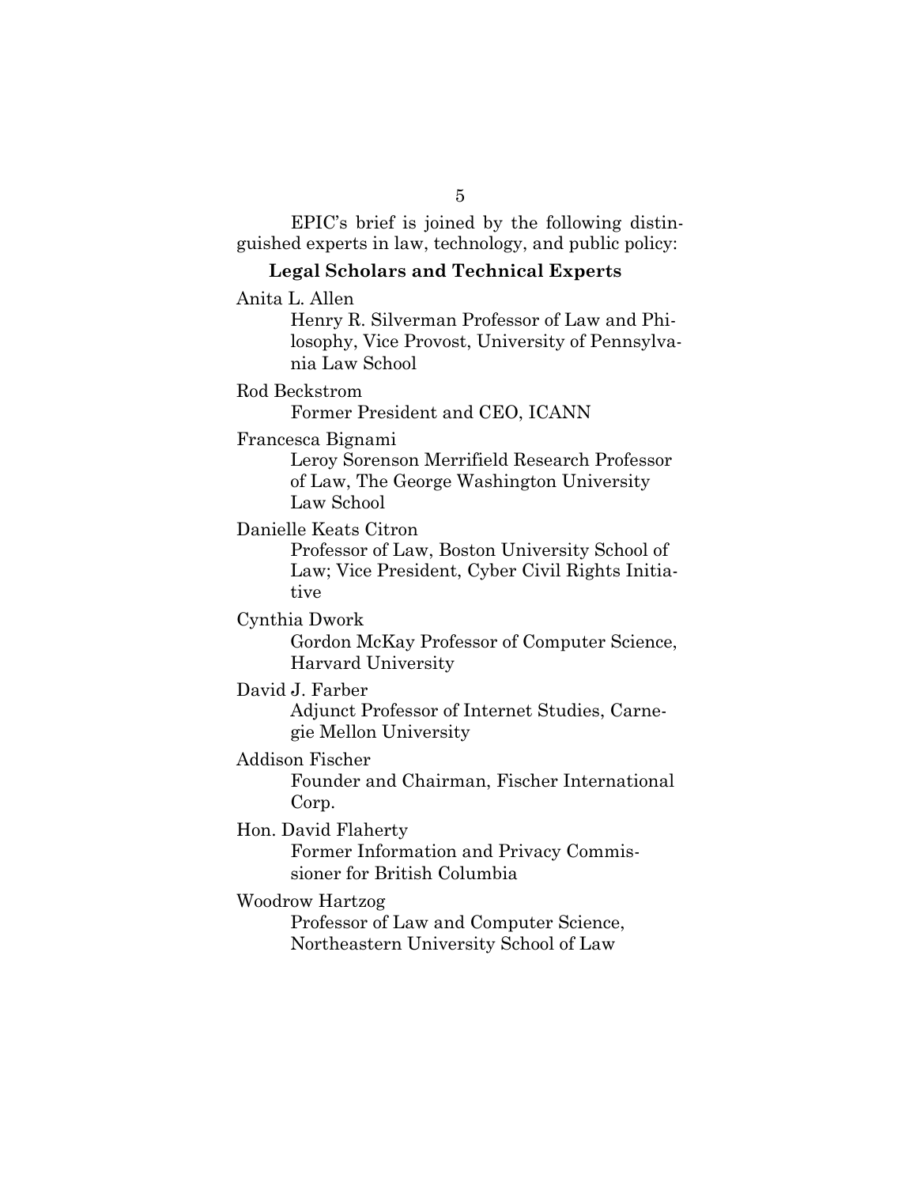EPIC's brief is joined by the following distinguished experts in law, technology, and public policy:

**Legal Scholars and Technical Experts**

Anita L. Allen
Henry R. Silverman Professor of Law and Philosophy, Vice Provost, University of Pennsylvania Law School

Rod Beckstrom
Former President and CEO, ICANN

Francesca Bignami
Leroy Sorenson Merrifield Research Professor of Law, The George Washington University Law School

Danielle Keats Citron
Professor of Law, Boston University School of Law; Vice President, Cyber Civil Rights Initiative

Cynthia Dwork
Gordon McKay Professor of Computer Science, Harvard University

David J. Farber
Adjunct Professor of Internet Studies, Carnegie Mellon University

Addison Fischer
Founder and Chairman, Fischer International Corp.

Hon. David Flaherty
Former Information and Privacy Commissioner for British Columbia

Woodrow Hartzog
Professor of Law and Computer Science, Northeastern University School of Law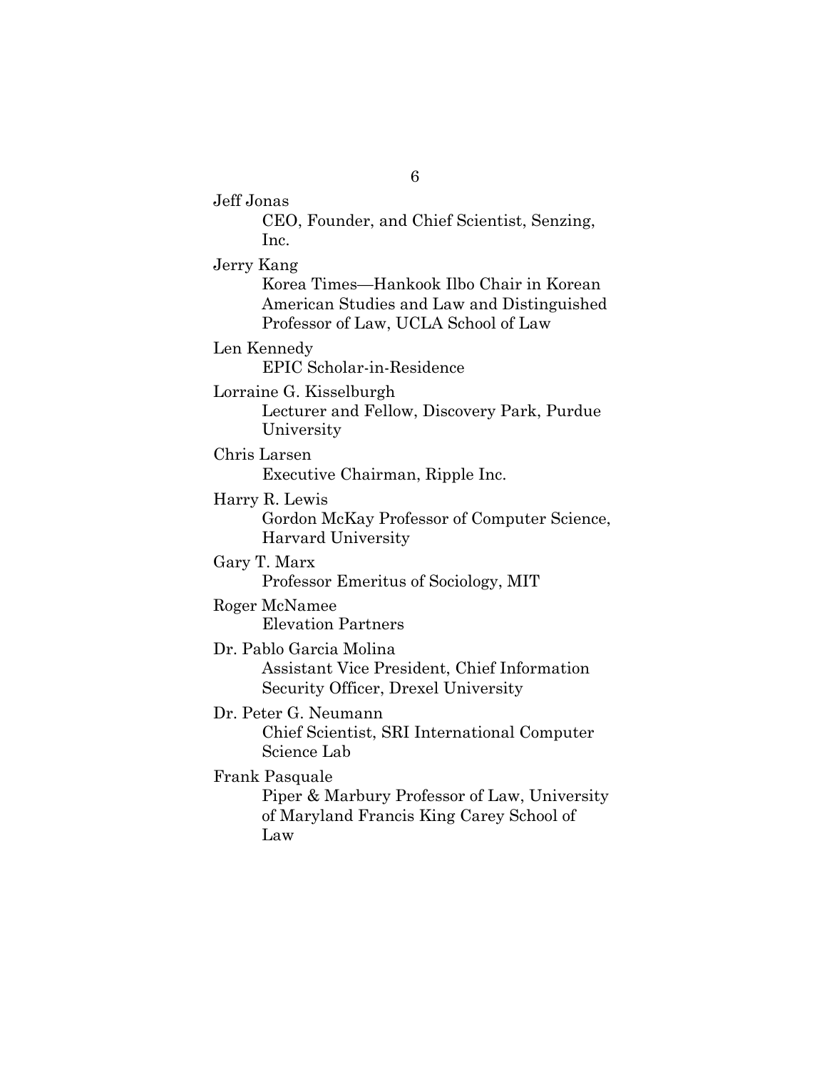Jeff Jonas
CEO, Founder, and Chief Scientist, Senzing, Inc.

Jerry Kang
Korea Times—Hankook Ilbo Chair in Korean American Studies and Law and Distinguished Professor of Law, UCLA School of Law

Len Kennedy
EPIC Scholar-in-Residence

Lorraine G. Kisselburgh
Lecturer and Fellow, Discovery Park, Purdue University

Chris Larsen
Executive Chairman, Ripple Inc.

Harry R. Lewis
Gordon McKay Professor of Computer Science, Harvard University

Gary T. Marx
Professor Emeritus of Sociology, MIT

Roger McNamee
Elevation Partners

Dr. Pablo Garcia Molina
Assistant Vice President, Chief Information Security Officer, Drexel University

Dr. Peter G. Neumann
Chief Scientist, SRI International Computer Science Lab

Frank Pasquale
Piper & Marbury Professor of Law, University of Maryland Francis King Carey School of Law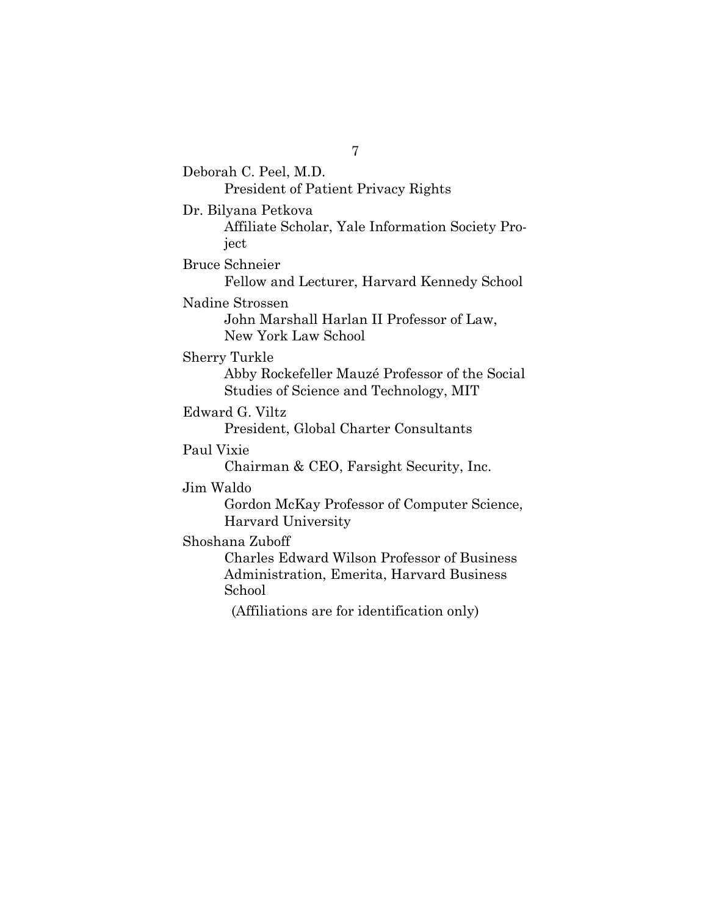Deborah C. Peel, M.D.
President of Patient Privacy Rights

Dr. Bilyana Petkova
Affiliate Scholar, Yale Information Society Project

Bruce Schneier
Fellow and Lecturer, Harvard Kennedy School

Nadine Strossen
John Marshall Harlan II Professor of Law, New York Law School

Sherry Turkle
Abby Rockefeller Mauzé Professor of the Social Studies of Science and Technology, MIT

Edward G. Viltz
President, Global Charter Consultants

Paul Vixie
Chairman & CEO, Farsight Security, Inc.

Jim Waldo
Gordon McKay Professor of Computer Science, Harvard University

Shoshana Zuboff
Charles Edward Wilson Professor of Business Administration, Emerita, Harvard Business School

(Affiliations are for identification only)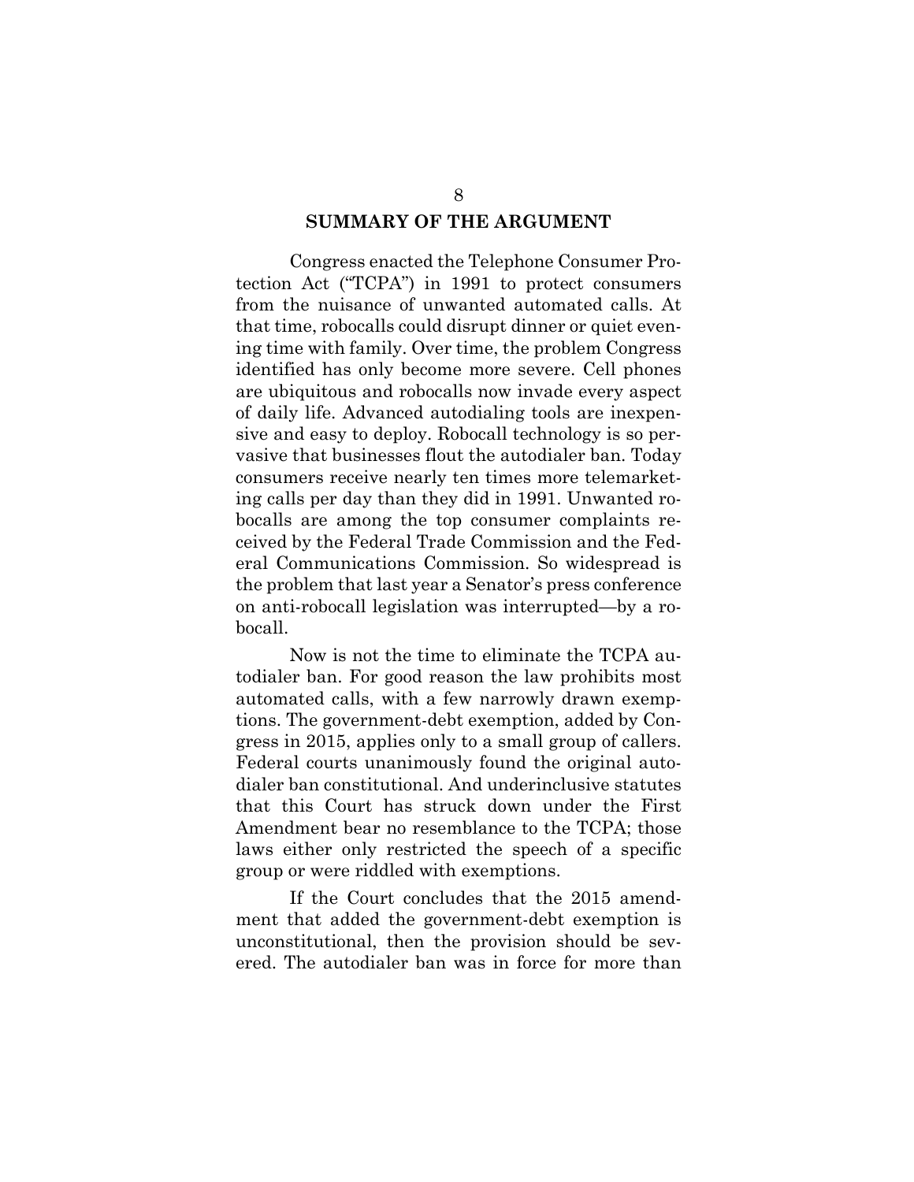## SUMMARY OF THE ARGUMENT

Congress enacted the Telephone Consumer Protection Act ("TCPA") in 1991 to protect consumers from the nuisance of unwanted automated calls. At that time, robocalls could disrupt dinner or quiet evening time with family. Over time, the problem Congress identified has only become more severe. Cell phones are ubiquitous and robocalls now invade every aspect of daily life. Advanced autodialing tools are inexpensive and easy to deploy. Robocall technology is so pervasive that businesses flout the autodialer ban. Today consumers receive nearly ten times more telemarketing calls per day than they did in 1991. Unwanted robocalls are among the top consumer complaints received by the Federal Trade Commission and the Federal Communications Commission. So widespread is the problem that last year a Senator's press conference on anti-robocall legislation was interrupted—by a robocall.

Now is not the time to eliminate the TCPA autodialer ban. For good reason the law prohibits most automated calls, with a few narrowly drawn exemptions. The government-debt exemption, added by Congress in 2015, applies only to a small group of callers. Federal courts unanimously found the original autodialer ban constitutional. And underinclusive statutes that this Court has struck down under the First Amendment bear no resemblance to the TCPA; those laws either only restricted the speech of a specific group or were riddled with exemptions.

If the Court concludes that the 2015 amendment that added the government-debt exemption is unconstitutional, then the provision should be severed. The autodialer ban was in force for more than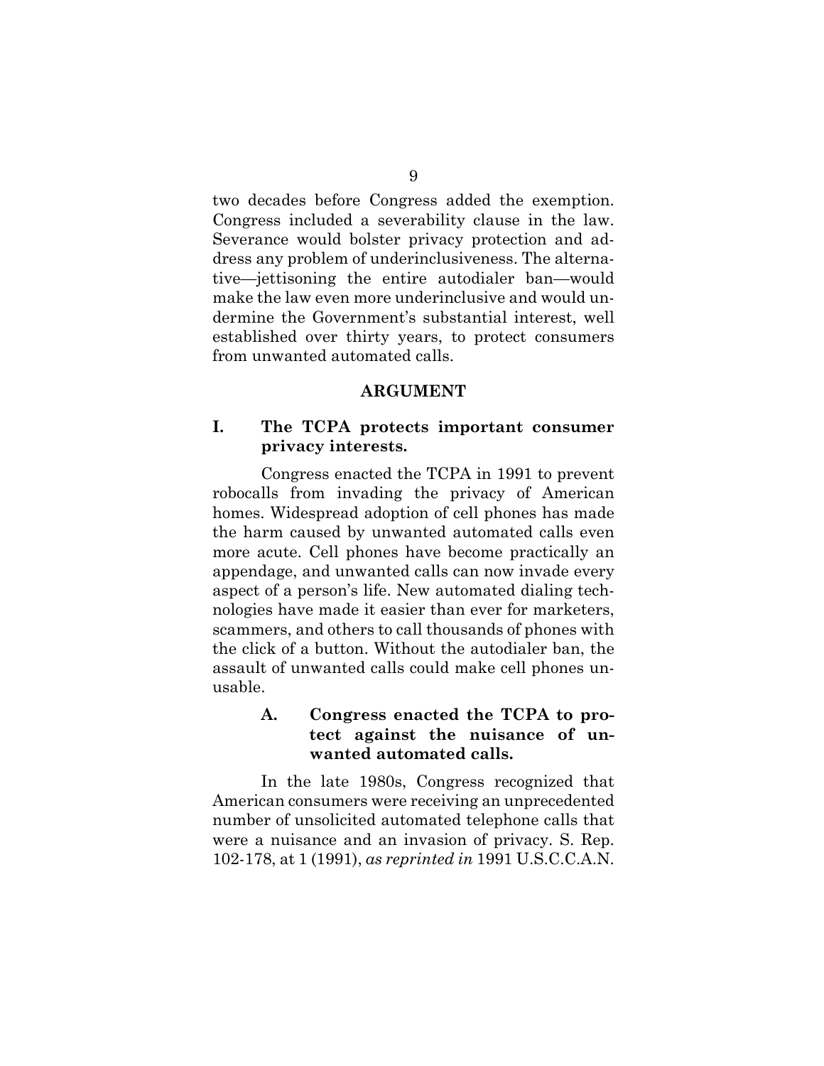two decades before Congress added the exemption. Congress included a severability clause in the law. Severance would bolster privacy protection and address any problem of underinclusiveness. The alternative—jettisoning the entire autodialer ban—would make the law even more underinclusive and would undermine the Government's substantial interest, well established over thirty years, to protect consumers from unwanted automated calls.

## ARGUMENT

### I. The TCPA protects important consumer privacy interests.

Congress enacted the TCPA in 1991 to prevent robocalls from invading the privacy of American homes. Widespread adoption of cell phones has made the harm caused by unwanted automated calls even more acute. Cell phones have become practically an appendage, and unwanted calls can now invade every aspect of a person's life. New automated dialing technologies have made it easier than ever for marketers, scammers, and others to call thousands of phones with the click of a button. Without the autodialer ban, the assault of unwanted calls could make cell phones unusable.

#### A. Congress enacted the TCPA to protect against the nuisance of unwanted automated calls.

In the late 1980s, Congress recognized that American consumers were receiving an unprecedented number of unsolicited automated telephone calls that were a nuisance and an invasion of privacy. S. Rep. 102-178, at 1 (1991), *as reprinted in* 1991 U.S.C.C.A.N.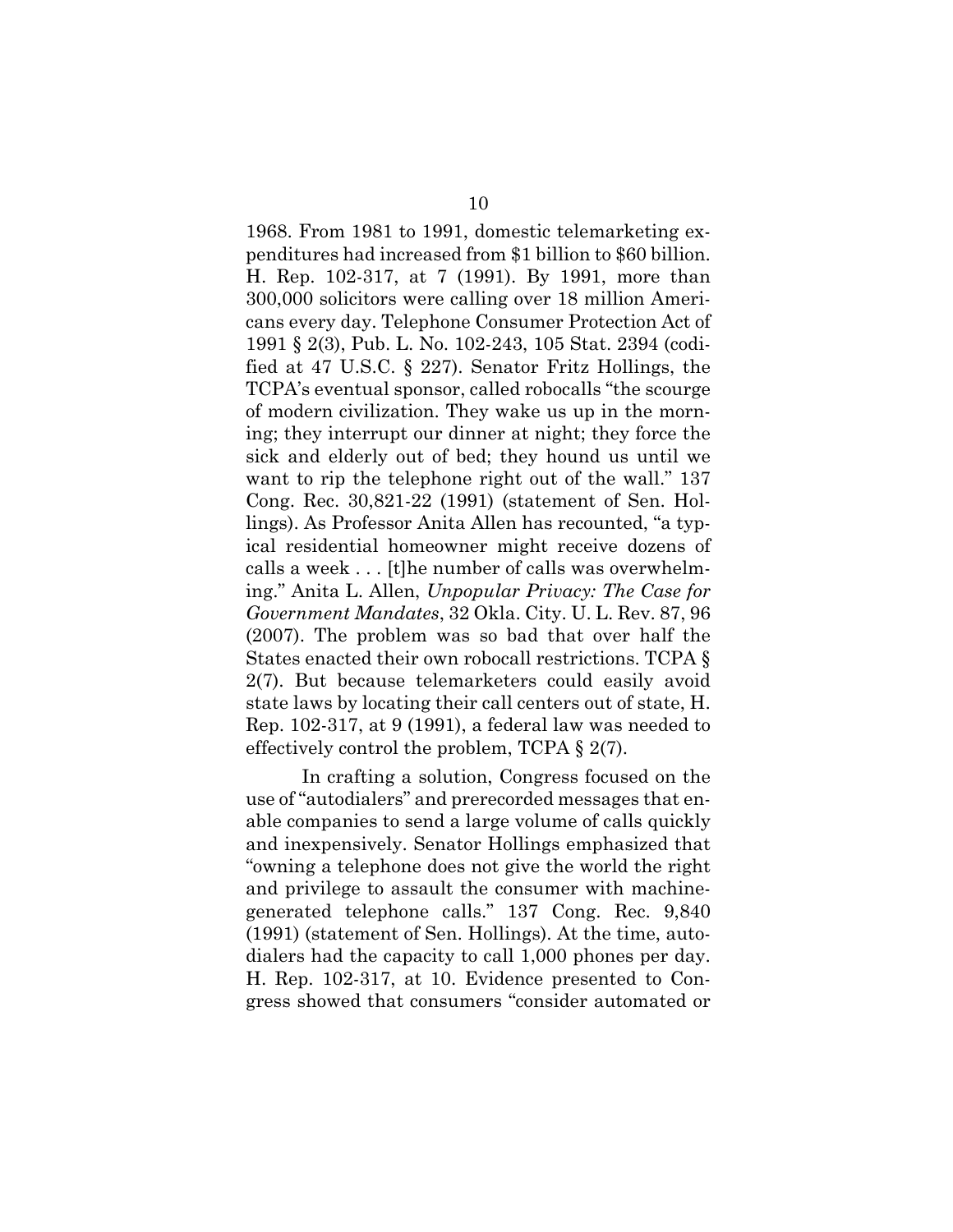1968. From 1981 to 1991, domestic telemarketing expenditures had increased from $1 billion to $60 billion. H. Rep. 102-317, at 7 (1991). By 1991, more than 300,000 solicitors were calling over 18 million Americans every day. Telephone Consumer Protection Act of 1991 § 2(3), Pub. L. No. 102-243, 105 Stat. 2394 (codified at 47 U.S.C. § 227). Senator Fritz Hollings, the TCPA's eventual sponsor, called robocalls "the scourge of modern civilization. They wake us up in the morning; they interrupt our dinner at night; they force the sick and elderly out of bed; they hound us until we want to rip the telephone right out of the wall." 137 Cong. Rec. 30,821-22 (1991) (statement of Sen. Hollings). As Professor Anita Allen has recounted, "a typical residential homeowner might receive dozens of calls a week . . . [t]he number of calls was overwhelming." Anita L. Allen, *Unpopular Privacy: The Case for Government Mandates*, 32 Okla. City. U. L. Rev. 87, 96 (2007). The problem was so bad that over half the States enacted their own robocall restrictions. TCPA § 2(7). But because telemarketers could easily avoid state laws by locating their call centers out of state, H. Rep. 102-317, at 9 (1991), a federal law was needed to effectively control the problem, TCPA § 2(7).

In crafting a solution, Congress focused on the use of "autodialers" and prerecorded messages that enable companies to send a large volume of calls quickly and inexpensively. Senator Hollings emphasized that "owning a telephone does not give the world the right and privilege to assault the consumer with machine-generated telephone calls." 137 Cong. Rec. 9,840 (1991) (statement of Sen. Hollings). At the time, autodialers had the capacity to call 1,000 phones per day. H. Rep. 102-317, at 10. Evidence presented to Congress showed that consumers "consider automated or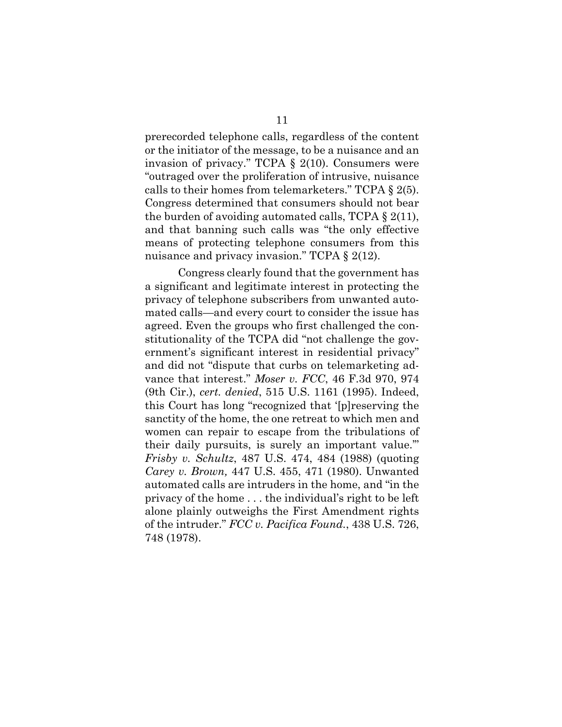prerecorded telephone calls, regardless of the content or the initiator of the message, to be a nuisance and an invasion of privacy." TCPA § 2(10). Consumers were "outraged over the proliferation of intrusive, nuisance calls to their homes from telemarketers." TCPA § 2(5). Congress determined that consumers should not bear the burden of avoiding automated calls, TCPA § 2(11), and that banning such calls was "the only effective means of protecting telephone consumers from this nuisance and privacy invasion." TCPA § 2(12).

Congress clearly found that the government has a significant and legitimate interest in protecting the privacy of telephone subscribers from unwanted automated calls—and every court to consider the issue has agreed. Even the groups who first challenged the constitutionality of the TCPA did "not challenge the government's significant interest in residential privacy" and did not "dispute that curbs on telemarketing advance that interest." *Moser v. FCC*, 46 F.3d 970, 974 (9th Cir.), *cert. denied*, 515 U.S. 1161 (1995). Indeed, this Court has long "recognized that '[p]reserving the sanctity of the home, the one retreat to which men and women can repair to escape from the tribulations of their daily pursuits, is surely an important value.'" *Frisby v. Schultz*, 487 U.S. 474, 484 (1988) (quoting *Carey v. Brown,* 447 U.S. 455, 471 (1980). Unwanted automated calls are intruders in the home, and "in the privacy of the home . . . the individual's right to be left alone plainly outweighs the First Amendment rights of the intruder." *FCC v. Pacifica Found.*, 438 U.S. 726, 748 (1978).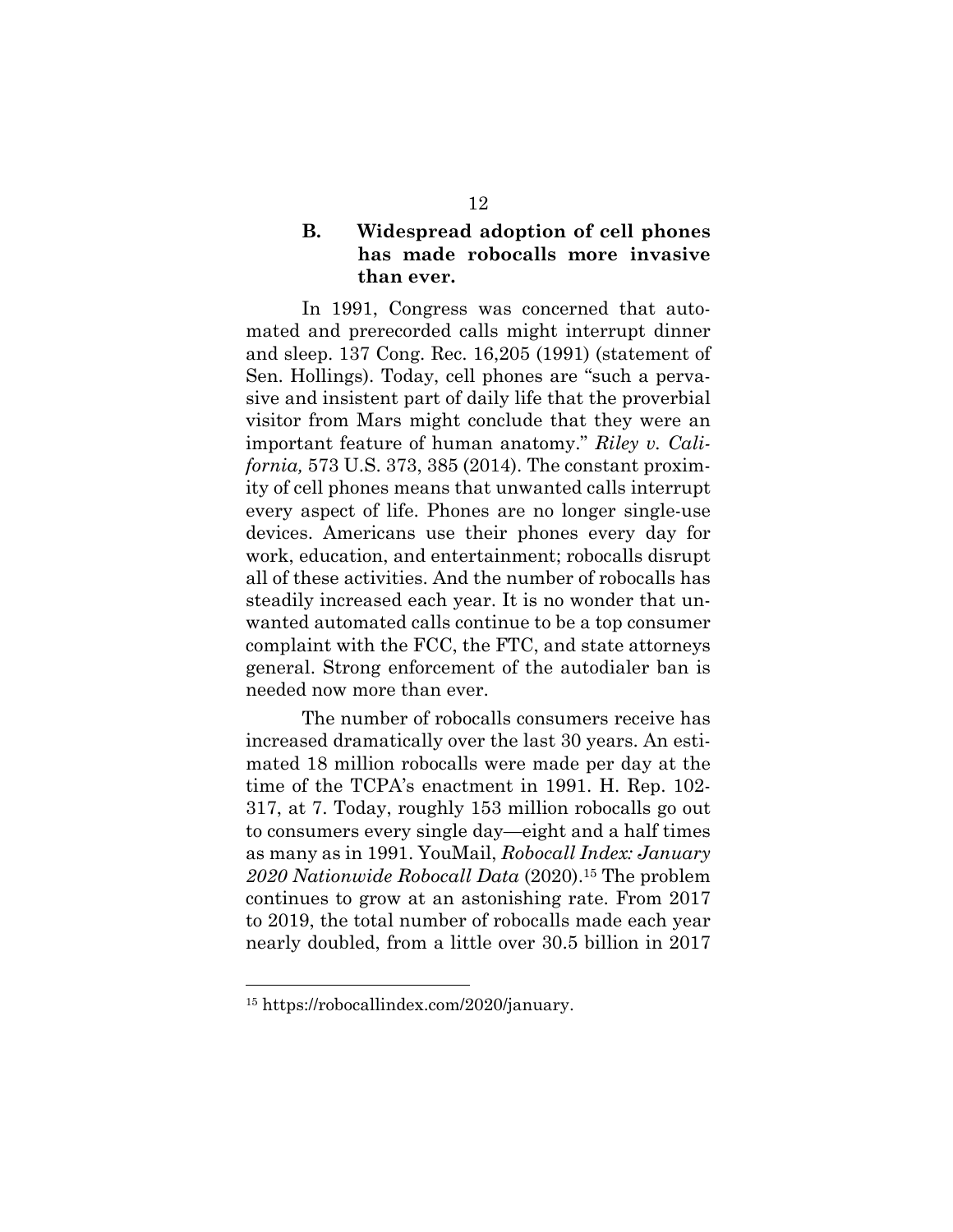### B. Widespread adoption of cell phones has made robocalls more invasive than ever.

In 1991, Congress was concerned that automated and prerecorded calls might interrupt dinner and sleep. 137 Cong. Rec. 16,205 (1991) (statement of Sen. Hollings). Today, cell phones are "such a pervasive and insistent part of daily life that the proverbial visitor from Mars might conclude that they were an important feature of human anatomy." *Riley v. California,* 573 U.S. 373, 385 (2014). The constant proximity of cell phones means that unwanted calls interrupt every aspect of life. Phones are no longer single-use devices. Americans use their phones every day for work, education, and entertainment; robocalls disrupt all of these activities. And the number of robocalls has steadily increased each year. It is no wonder that unwanted automated calls continue to be a top consumer complaint with the FCC, the FTC, and state attorneys general. Strong enforcement of the autodialer ban is needed now more than ever.

The number of robocalls consumers receive has increased dramatically over the last 30 years. An estimated 18 million robocalls were made per day at the time of the TCPA's enactment in 1991. H. Rep. 102-317, at 7. Today, roughly 153 million robocalls go out to consumers every single day—eight and a half times as many as in 1991. YouMail, *Robocall Index: January 2020 Nationwide Robocall Data* (2020).[15] The problem continues to grow at an astonishing rate. From 2017 to 2019, the total number of robocalls made each year nearly doubled, from a little over 30.5 billion in 2017

---

[15] https://robocallindex.com/2020/january.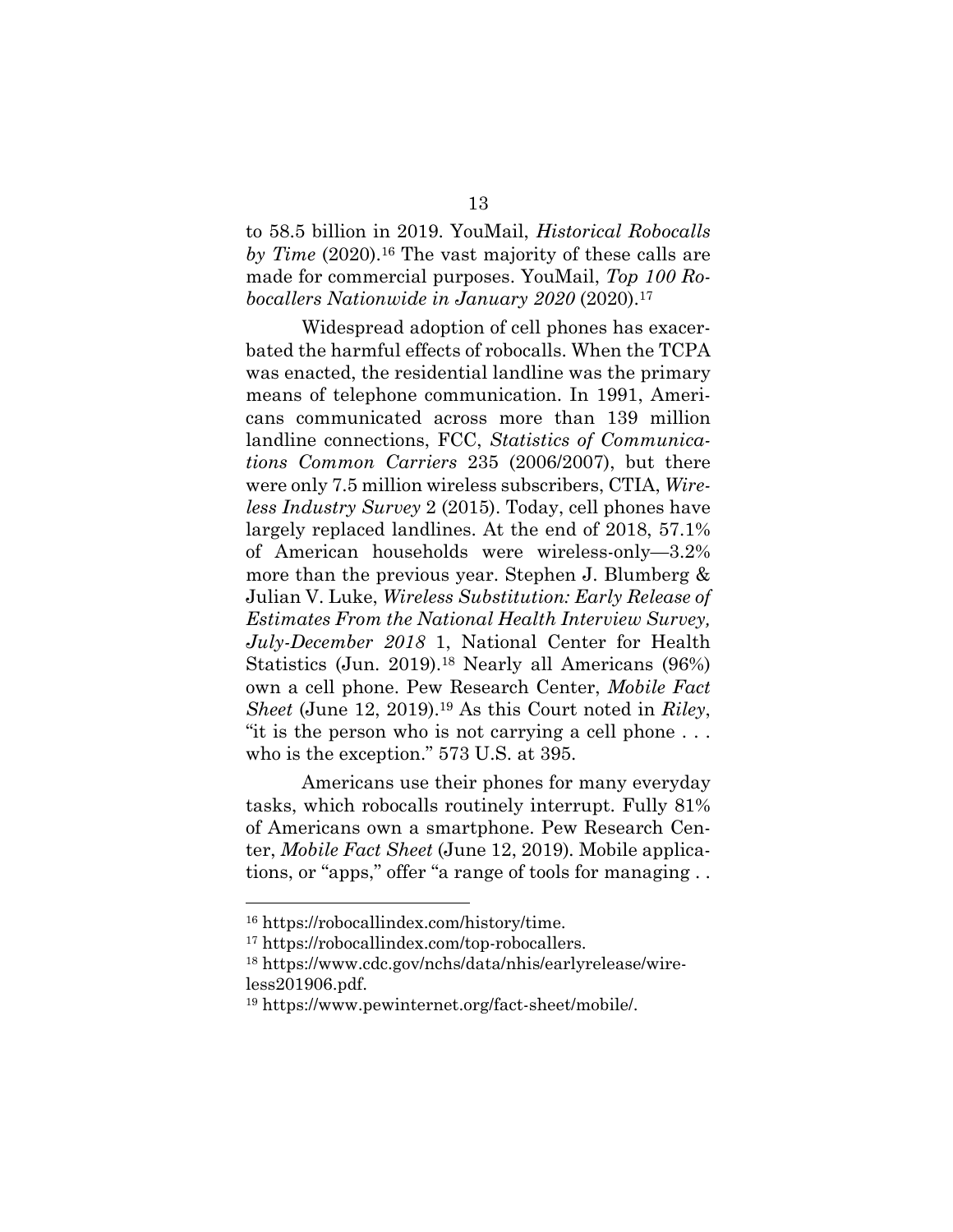to 58.5 billion in 2019. YouMail, *Historical Robocalls by Time* (2020).[16] The vast majority of these calls are made for commercial purposes. YouMail, *Top 100 Robocallers Nationwide in January 2020* (2020).[17]

Widespread adoption of cell phones has exacerbated the harmful effects of robocalls. When the TCPA was enacted, the residential landline was the primary means of telephone communication. In 1991, Americans communicated across more than 139 million landline connections, FCC, *Statistics of Communications Common Carriers* 235 (2006/2007), but there were only 7.5 million wireless subscribers, CTIA, *Wireless Industry Survey* 2 (2015). Today, cell phones have largely replaced landlines. At the end of 2018, 57.1% of American households were wireless-only—3.2% more than the previous year. Stephen J. Blumberg & Julian V. Luke, *Wireless Substitution: Early Release of Estimates From the National Health Interview Survey, July-December 2018* 1, National Center for Health Statistics (Jun. 2019).[18] Nearly all Americans (96%) own a cell phone. Pew Research Center, *Mobile Fact Sheet* (June 12, 2019).[19] As this Court noted in *Riley*, "it is the person who is not carrying a cell phone . . . who is the exception." 573 U.S. at 395.

Americans use their phones for many everyday tasks, which robocalls routinely interrupt. Fully 81% of Americans own a smartphone. Pew Research Center, *Mobile Fact Sheet* (June 12, 2019). Mobile applications, or "apps," offer "a range of tools for managing . .

---

[16] https://robocallindex.com/history/time.

[17] https://robocallindex.com/top-robocallers.

[18] https://www.cdc.gov/nchs/data/nhis/earlyrelease/wireless201906.pdf.

[19] https://www.pewinternet.org/fact-sheet/mobile/.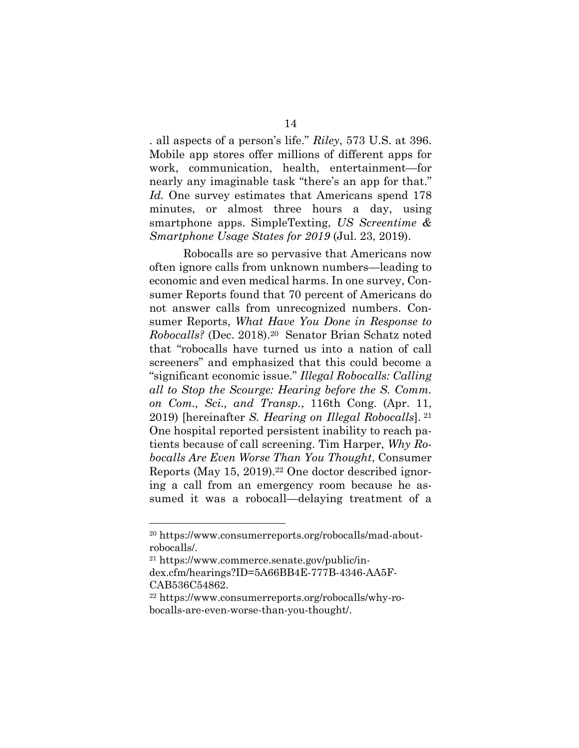. all aspects of a person's life." *Riley*, 573 U.S. at 396. Mobile app stores offer millions of different apps for work, communication, health, entertainment—for nearly any imaginable task "there's an app for that." *Id.* One survey estimates that Americans spend 178 minutes, or almost three hours a day, using smartphone apps. SimpleTexting, *US Screentime & Smartphone Usage States for 2019* (Jul. 23, 2019).

Robocalls are so pervasive that Americans now often ignore calls from unknown numbers—leading to economic and even medical harms. In one survey, Consumer Reports found that 70 percent of Americans do not answer calls from unrecognized numbers. Consumer Reports, *What Have You Done in Response to Robocalls?* (Dec. 2018).[20] Senator Brian Schatz noted that "robocalls have turned us into a nation of call screeners" and emphasized that this could become a "significant economic issue." *Illegal Robocalls: Calling all to Stop the Scourge: Hearing before the S. Comm. on Com., Sci., and Transp.*, 116th Cong. (Apr. 11, 2019) [hereinafter *S. Hearing on Illegal Robocalls*].[21] One hospital reported persistent inability to reach patients because of call screening. Tim Harper, *Why Robocalls Are Even Worse Than You Thought*, Consumer Reports (May 15, 2019).[22] One doctor described ignoring a call from an emergency room because he assumed it was a robocall—delaying treatment of a

---

[20] https://www.consumerreports.org/robocalls/mad-about-robocalls/.

[21] https://www.commerce.senate.gov/public/index.cfm/hearings?ID=5A66BB4E-777B-4346-AA5F-CAB536C54862.

[22] https://www.consumerreports.org/robocalls/why-robocalls-are-even-worse-than-you-thought/.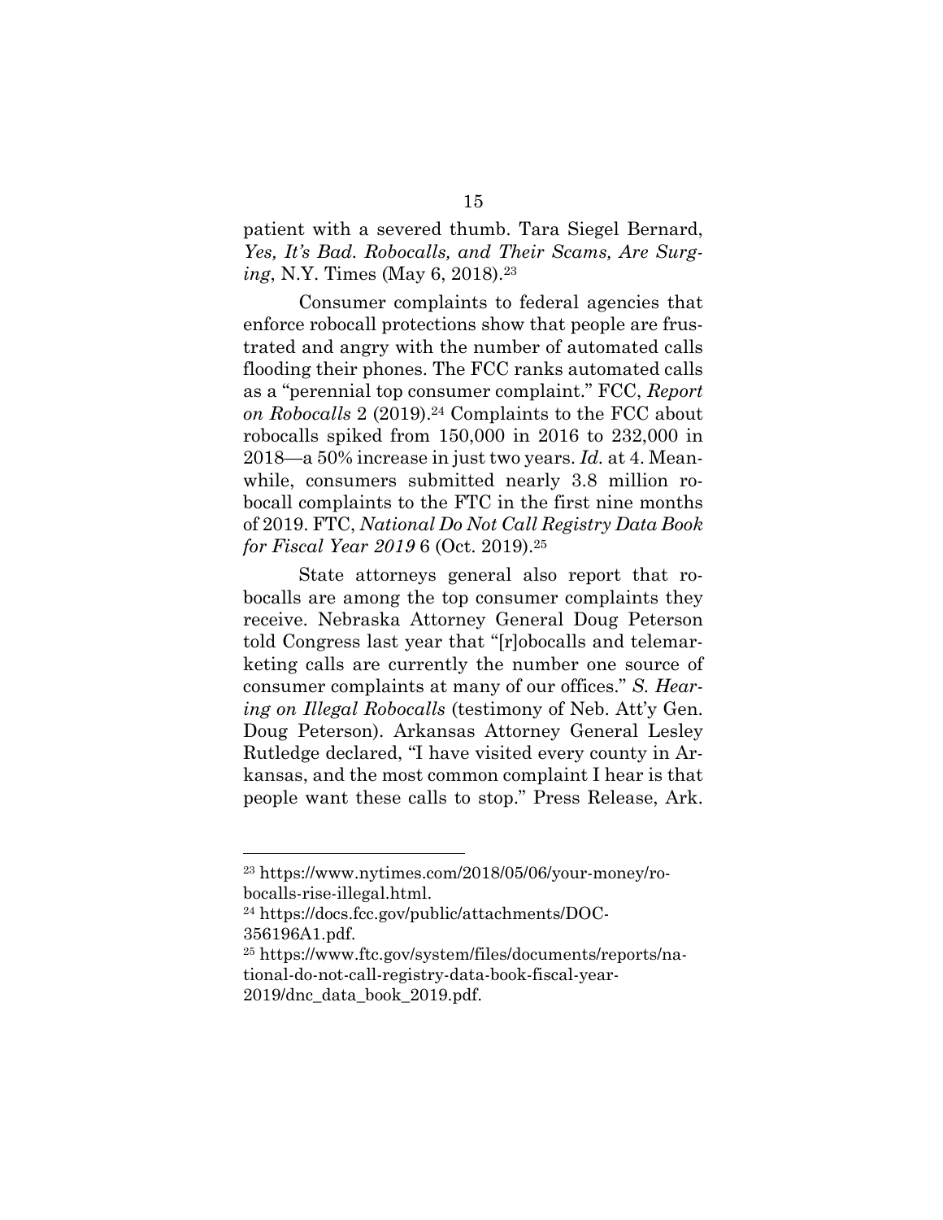patient with a severed thumb. Tara Siegel Bernard, *Yes, It's Bad. Robocalls, and Their Scams, Are Surging*, N.Y. Times (May 6, 2018).[23]

Consumer complaints to federal agencies that enforce robocall protections show that people are frustrated and angry with the number of automated calls flooding their phones. The FCC ranks automated calls as a "perennial top consumer complaint." FCC, *Report on Robocalls* 2 (2019).[24] Complaints to the FCC about robocalls spiked from 150,000 in 2016 to 232,000 in 2018—a 50% increase in just two years. *Id.* at 4. Meanwhile, consumers submitted nearly 3.8 million robocall complaints to the FTC in the first nine months of 2019. FTC, *National Do Not Call Registry Data Book for Fiscal Year 2019* 6 (Oct. 2019).[25]

State attorneys general also report that robocalls are among the top consumer complaints they receive. Nebraska Attorney General Doug Peterson told Congress last year that "[r]obocalls and telemarketing calls are currently the number one source of consumer complaints at many of our offices." *S. Hearing on Illegal Robocalls* (testimony of Neb. Att'y Gen. Doug Peterson). Arkansas Attorney General Lesley Rutledge declared, "I have visited every county in Arkansas, and the most common complaint I hear is that people want these calls to stop." Press Release, Ark.

---

[23] https://www.nytimes.com/2018/05/06/your-money/robocalls-rise-illegal.html.

[24] https://docs.fcc.gov/public/attachments/DOC-356196A1.pdf.

[25] https://www.ftc.gov/system/files/documents/reports/national-do-not-call-registry-data-book-fiscal-year-2019/dnc_data_book_2019.pdf.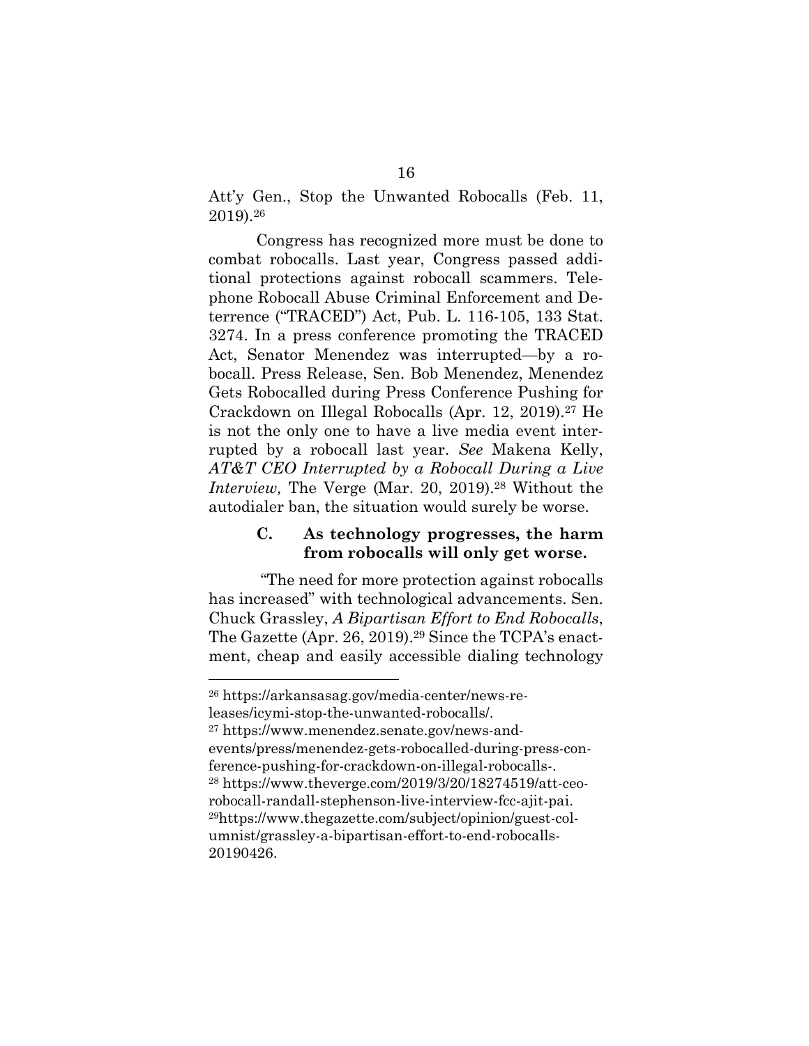Att'y Gen., Stop the Unwanted Robocalls (Feb. 11, 2019).[26]

Congress has recognized more must be done to combat robocalls. Last year, Congress passed additional protections against robocall scammers. Telephone Robocall Abuse Criminal Enforcement and Deterrence ("TRACED") Act, Pub. L. 116-105, 133 Stat. 3274. In a press conference promoting the TRACED Act, Senator Menendez was interrupted—by a robocall. Press Release, Sen. Bob Menendez, Menendez Gets Robocalled during Press Conference Pushing for Crackdown on Illegal Robocalls (Apr. 12, 2019).[27] He is not the only one to have a live media event interrupted by a robocall last year. *See* Makena Kelly, *AT&T CEO Interrupted by a Robocall During a Live Interview,* The Verge (Mar. 20, 2019).[28] Without the autodialer ban, the situation would surely be worse.

### C. As technology progresses, the harm from robocalls will only get worse.

"The need for more protection against robocalls has increased" with technological advancements. Sen. Chuck Grassley, *A Bipartisan Effort to End Robocalls*, The Gazette (Apr. 26, 2019).[29] Since the TCPA's enactment, cheap and easily accessible dialing technology

---

[26] https://arkansasag.gov/media-center/news-releases/icymi-stop-the-unwanted-robocalls/.

[27] https://www.menendez.senate.gov/news-and-events/press/menendez-gets-robocalled-during-press-conference-pushing-for-crackdown-on-illegal-robocalls-.

[28] https://www.theverge.com/2019/3/20/18274519/att-ceo-robocall-randall-stephenson-live-interview-fcc-ajit-pai.

[29] https://www.thegazette.com/subject/opinion/guest-columnist/grassley-a-bipartisan-effort-to-end-robocalls-20190426.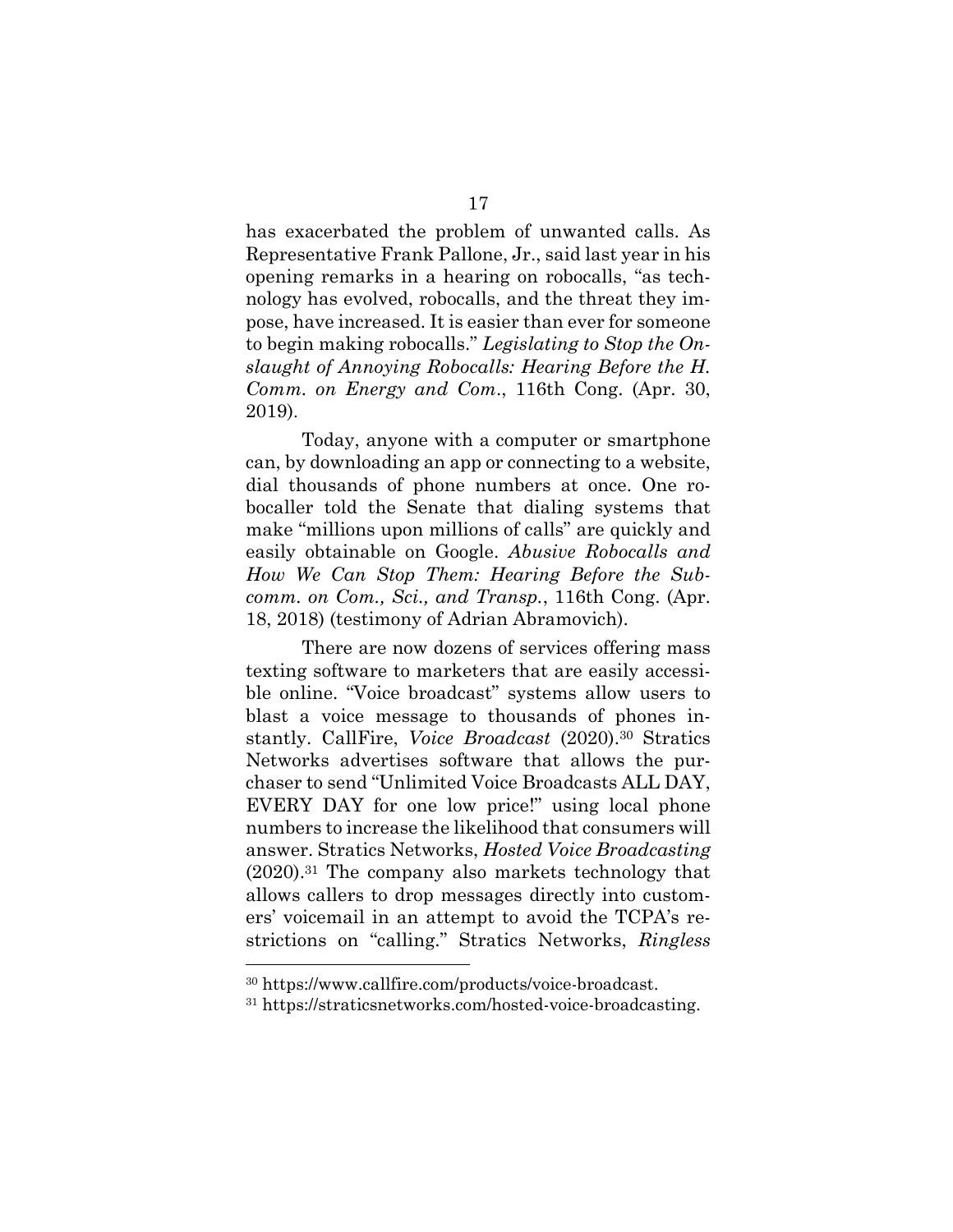has exacerbated the problem of unwanted calls. As Representative Frank Pallone, Jr., said last year in his opening remarks in a hearing on robocalls, "as technology has evolved, robocalls, and the threat they impose, have increased. It is easier than ever for someone to begin making robocalls." *Legislating to Stop the Onslaught of Annoying Robocalls: Hearing Before the H. Comm. on Energy and Com.*, 116th Cong. (Apr. 30, 2019).

Today, anyone with a computer or smartphone can, by downloading an app or connecting to a website, dial thousands of phone numbers at once. One robocaller told the Senate that dialing systems that make "millions upon millions of calls" are quickly and easily obtainable on Google. *Abusive Robocalls and How We Can Stop Them: Hearing Before the Subcomm. on Com., Sci., and Transp.*, 116th Cong. (Apr. 18, 2018) (testimony of Adrian Abramovich).

There are now dozens of services offering mass texting software to marketers that are easily accessible online. "Voice broadcast" systems allow users to blast a voice message to thousands of phones instantly. CallFire, *Voice Broadcast* (2020).[30] Stratics Networks advertises software that allows the purchaser to send "Unlimited Voice Broadcasts ALL DAY, EVERY DAY for one low price!" using local phone numbers to increase the likelihood that consumers will answer. Stratics Networks, *Hosted Voice Broadcasting* (2020).[31] The company also markets technology that allows callers to drop messages directly into customers' voicemail in an attempt to avoid the TCPA's restrictions on "calling." Stratics Networks, *Ringless*

---

[30] https://www.callfire.com/products/voice-broadcast.

[31] https://straticsnetworks.com/hosted-voice-broadcasting.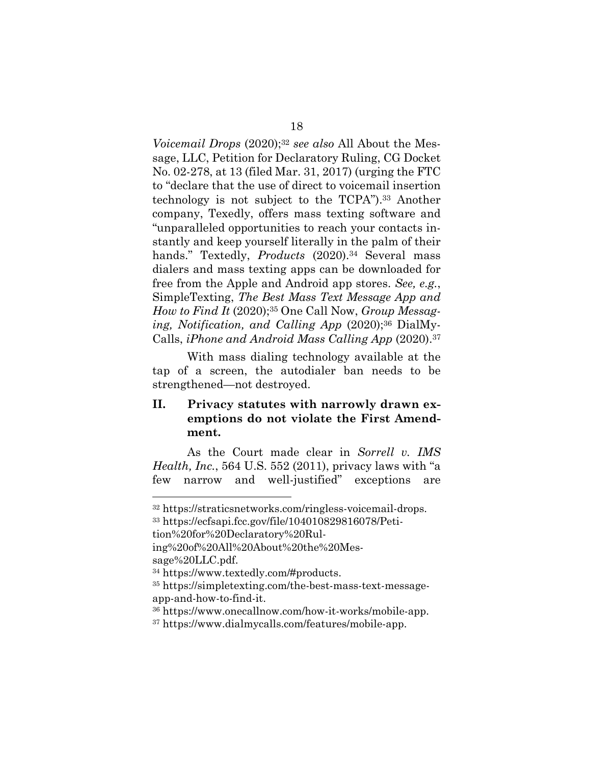*Voicemail Drops* (2020);[32] *see also* All About the Message, LLC, Petition for Declaratory Ruling, CG Docket No. 02-278, at 13 (filed Mar. 31, 2017) (urging the FTC to "declare that the use of direct to voicemail insertion technology is not subject to the TCPA").[33] Another company, Texedly, offers mass texting software and "unparalleled opportunities to reach your contacts instantly and keep yourself literally in the palm of their hands." Textedly, *Products* (2020).[34] Several mass dialers and mass texting apps can be downloaded for free from the Apple and Android app stores. *See, e.g.*, SimpleTexting, *The Best Mass Text Message App and How to Find It* (2020);[35] One Call Now, *Group Messaging, Notification, and Calling App* (2020);[36] DialMyCalls, *iPhone and Android Mass Calling App* (2020).[37]

With mass dialing technology available at the tap of a screen, the autodialer ban needs to be strengthened—not destroyed.

## II. Privacy statutes with narrowly drawn exemptions do not violate the First Amendment.

As the Court made clear in *Sorrell v. IMS Health, Inc.*, 564 U.S. 552 (2011), privacy laws with "a few narrow and well-justified" exceptions are

---

[32] https://straticsnetworks.com/ringless-voicemail-drops.

[33] https://ecfsapi.fcc.gov/file/104010829816078/Petition%20for%20Declaratory%20Ruling%20of%20All%20About%20the%20Message%20LLC.pdf.

[34] https://www.textedly.com/#products.

[35] https://simpletexting.com/the-best-mass-text-message-app-and-how-to-find-it.

[36] https://www.onecallnow.com/how-it-works/mobile-app.

[37] https://www.dialmycalls.com/features/mobile-app.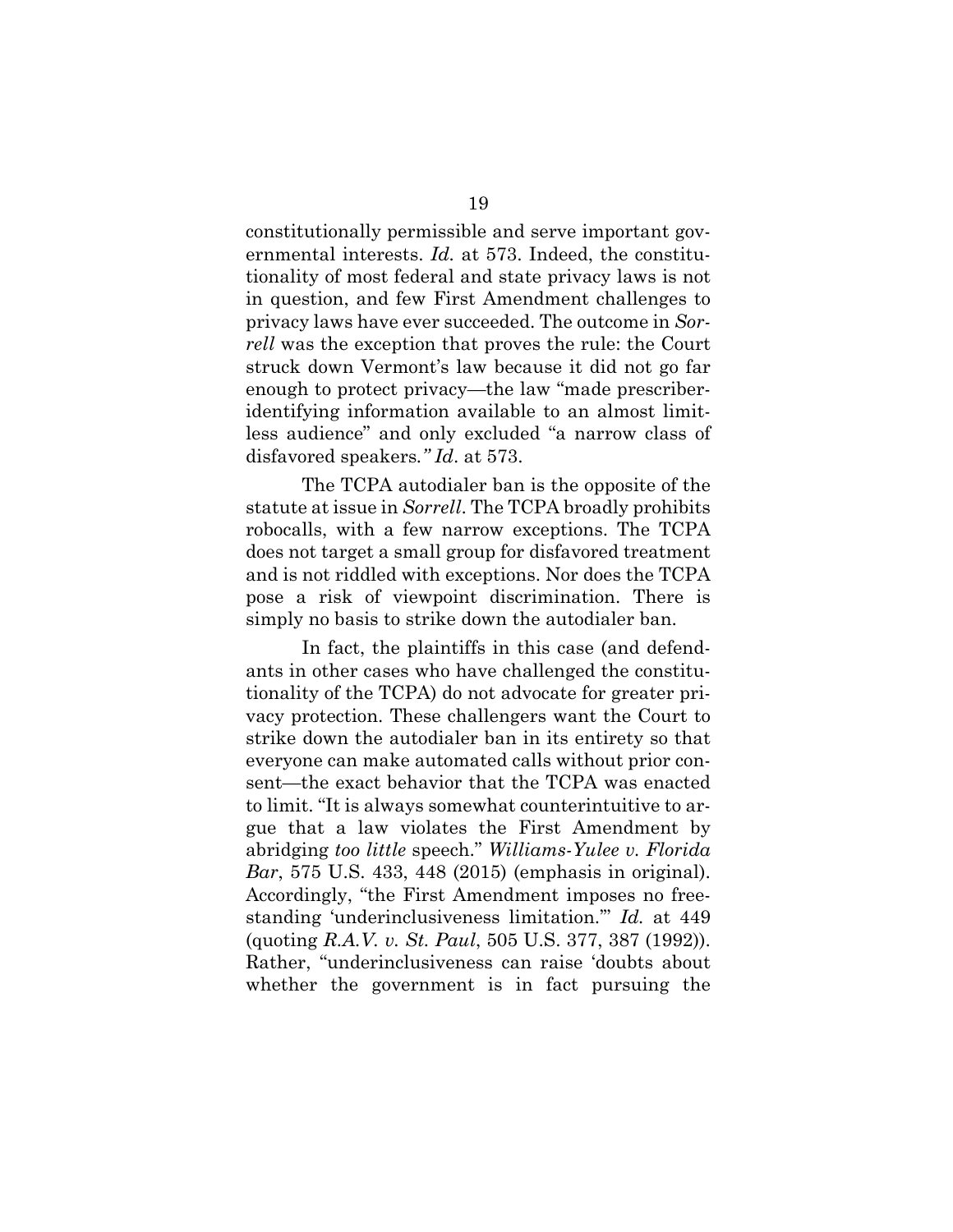constitutionally permissible and serve important governmental interests. *Id.* at 573. Indeed, the constitutionality of most federal and state privacy laws is not in question, and few First Amendment challenges to privacy laws have ever succeeded. The outcome in *Sorrell* was the exception that proves the rule: the Court struck down Vermont's law because it did not go far enough to protect privacy—the law "made prescriber-identifying information available to an almost limitless audience" and only excluded "a narrow class of disfavored speakers.*" Id*. at 573.

The TCPA autodialer ban is the opposite of the statute at issue in *Sorrell*. The TCPA broadly prohibits robocalls, with a few narrow exceptions. The TCPA does not target a small group for disfavored treatment and is not riddled with exceptions. Nor does the TCPA pose a risk of viewpoint discrimination. There is simply no basis to strike down the autodialer ban.

In fact, the plaintiffs in this case (and defendants in other cases who have challenged the constitutionality of the TCPA) do not advocate for greater privacy protection. These challengers want the Court to strike down the autodialer ban in its entirety so that everyone can make automated calls without prior consent—the exact behavior that the TCPA was enacted to limit. "It is always somewhat counterintuitive to argue that a law violates the First Amendment by abridging *too little* speech." *Williams-Yulee v. Florida Bar*, 575 U.S. 433, 448 (2015) (emphasis in original). Accordingly, "the First Amendment imposes no freestanding 'underinclusiveness limitation.'" *Id.* at 449 (quoting *R.A.V. v. St. Paul*, 505 U.S. 377, 387 (1992)). Rather, "underinclusiveness can raise 'doubts about whether the government is in fact pursuing the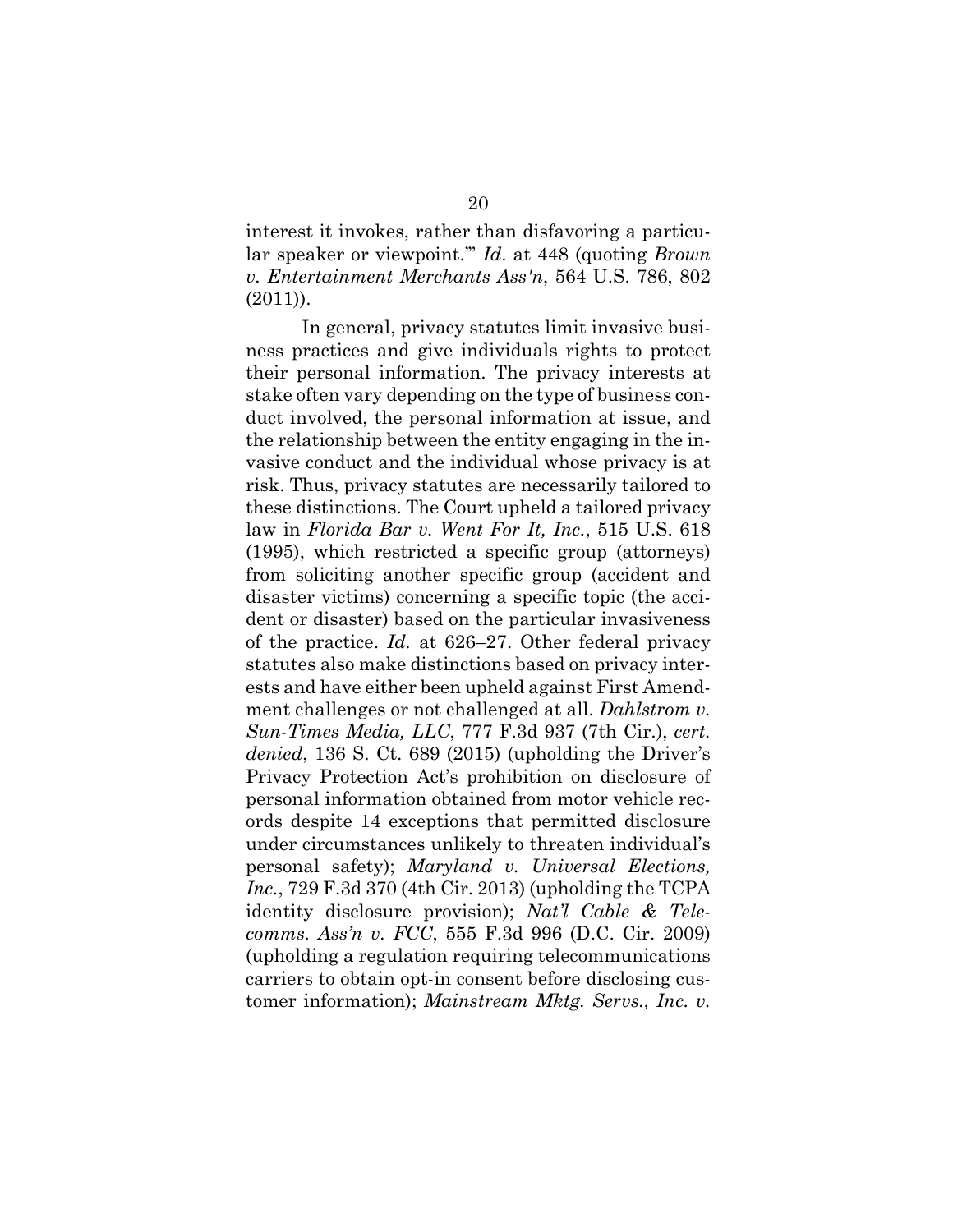interest it invokes, rather than disfavoring a particular speaker or viewpoint.'" *Id*. at 448 (quoting *Brown v. Entertainment Merchants Ass'n*, 564 U.S. 786, 802 (2011)).

In general, privacy statutes limit invasive business practices and give individuals rights to protect their personal information. The privacy interests at stake often vary depending on the type of business conduct involved, the personal information at issue, and the relationship between the entity engaging in the invasive conduct and the individual whose privacy is at risk. Thus, privacy statutes are necessarily tailored to these distinctions. The Court upheld a tailored privacy law in *Florida Bar v. Went For It, Inc.*, 515 U.S. 618 (1995), which restricted a specific group (attorneys) from soliciting another specific group (accident and disaster victims) concerning a specific topic (the accident or disaster) based on the particular invasiveness of the practice. *Id.* at 626–27. Other federal privacy statutes also make distinctions based on privacy interests and have either been upheld against First Amendment challenges or not challenged at all. *Dahlstrom v. Sun-Times Media, LLC*, 777 F.3d 937 (7th Cir.), *cert. denied*, 136 S. Ct. 689 (2015) (upholding the Driver's Privacy Protection Act's prohibition on disclosure of personal information obtained from motor vehicle records despite 14 exceptions that permitted disclosure under circumstances unlikely to threaten individual's personal safety); *Maryland v. Universal Elections, Inc.*, 729 F.3d 370 (4th Cir. 2013) (upholding the TCPA identity disclosure provision); *Nat'l Cable & Telecomms. Ass'n v. FCC*, 555 F.3d 996 (D.C. Cir. 2009) (upholding a regulation requiring telecommunications carriers to obtain opt-in consent before disclosing customer information); *Mainstream Mktg. Servs., Inc. v.*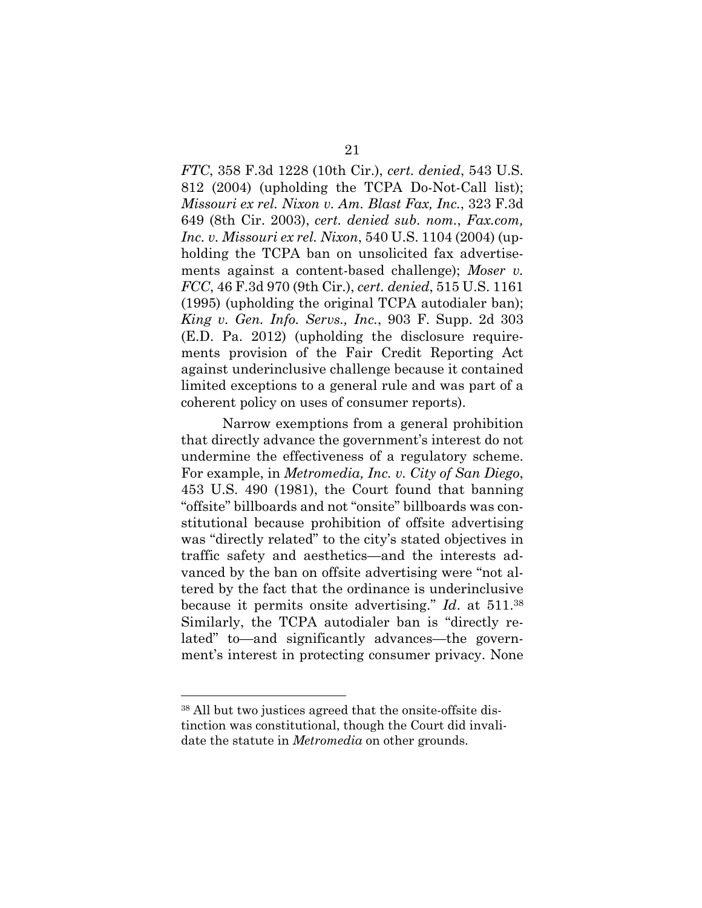*FTC*, 358 F.3d 1228 (10th Cir.), *cert. denied*, 543 U.S. 812 (2004) (upholding the TCPA Do-Not-Call list); *Missouri ex rel. Nixon v. Am. Blast Fax, Inc.*, 323 F.3d 649 (8th Cir. 2003), *cert. denied sub. nom.*, *Fax.com, Inc. v. Missouri ex rel. Nixon*, 540 U.S. 1104 (2004) (upholding the TCPA ban on unsolicited fax advertisements against a content-based challenge); *Moser v. FCC*, 46 F.3d 970 (9th Cir.), *cert. denied*, 515 U.S. 1161 (1995) (upholding the original TCPA autodialer ban); *King v. Gen. Info. Servs., Inc.*, 903 F. Supp. 2d 303 (E.D. Pa. 2012) (upholding the disclosure requirements provision of the Fair Credit Reporting Act against underinclusive challenge because it contained limited exceptions to a general rule and was part of a coherent policy on uses of consumer reports).

Narrow exemptions from a general prohibition that directly advance the government's interest do not undermine the effectiveness of a regulatory scheme. For example, in *Metromedia, Inc. v. City of San Diego*, 453 U.S. 490 (1981), the Court found that banning "offsite" billboards and not "onsite" billboards was constitutional because prohibition of offsite advertising was "directly related" to the city's stated objectives in traffic safety and aesthetics—and the interests advanced by the ban on offsite advertising were "not altered by the fact that the ordinance is underinclusive because it permits onsite advertising." *Id*. at 511.[38] Similarly, the TCPA autodialer ban is "directly related" to—and significantly advances—the government's interest in protecting consumer privacy. None

---

[38] All but two justices agreed that the onsite-offsite distinction was constitutional, though the Court did invalidate the statute in *Metromedia* on other grounds.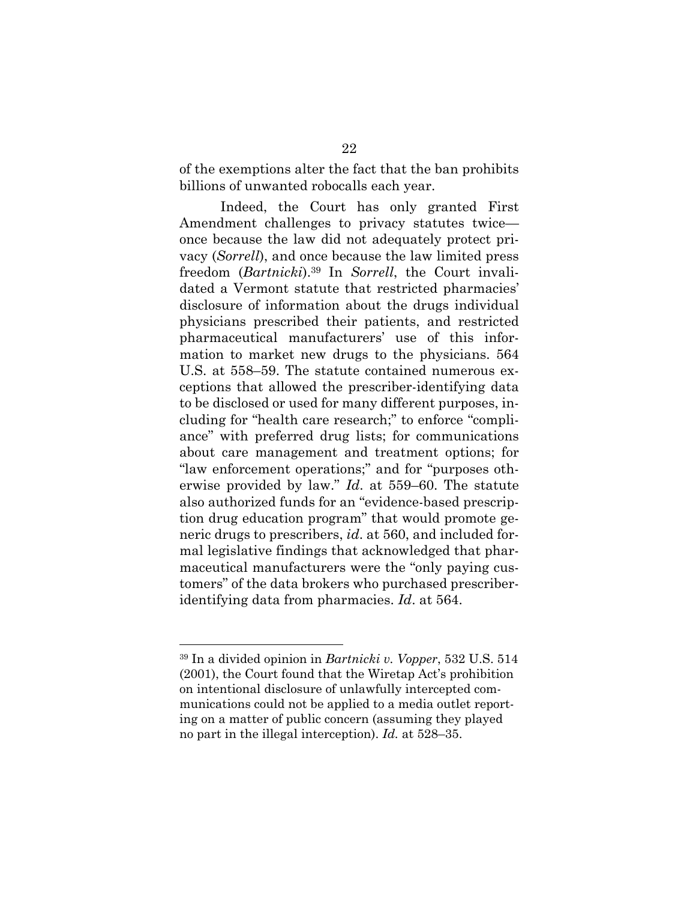of the exemptions alter the fact that the ban prohibits billions of unwanted robocalls each year.

Indeed, the Court has only granted First Amendment challenges to privacy statutes twice—once because the law did not adequately protect privacy (*Sorrell*), and once because the law limited press freedom (*Bartnicki*).[39] In *Sorrell*, the Court invalidated a Vermont statute that restricted pharmacies' disclosure of information about the drugs individual physicians prescribed their patients, and restricted pharmaceutical manufacturers' use of this information to market new drugs to the physicians. 564 U.S. at 558–59. The statute contained numerous exceptions that allowed the prescriber-identifying data to be disclosed or used for many different purposes, including for "health care research;" to enforce "compliance" with preferred drug lists; for communications about care management and treatment options; for "law enforcement operations;" and for "purposes otherwise provided by law." *Id*. at 559–60. The statute also authorized funds for an "evidence-based prescription drug education program" that would promote generic drugs to prescribers, *id*. at 560, and included formal legislative findings that acknowledged that pharmaceutical manufacturers were the "only paying customers" of the data brokers who purchased prescriber-identifying data from pharmacies. *Id*. at 564.

---

[39] In a divided opinion in *Bartnicki v. Vopper*, 532 U.S. 514 (2001), the Court found that the Wiretap Act's prohibition on intentional disclosure of unlawfully intercepted communications could not be applied to a media outlet reporting on a matter of public concern (assuming they played no part in the illegal interception). *Id.* at 528–35.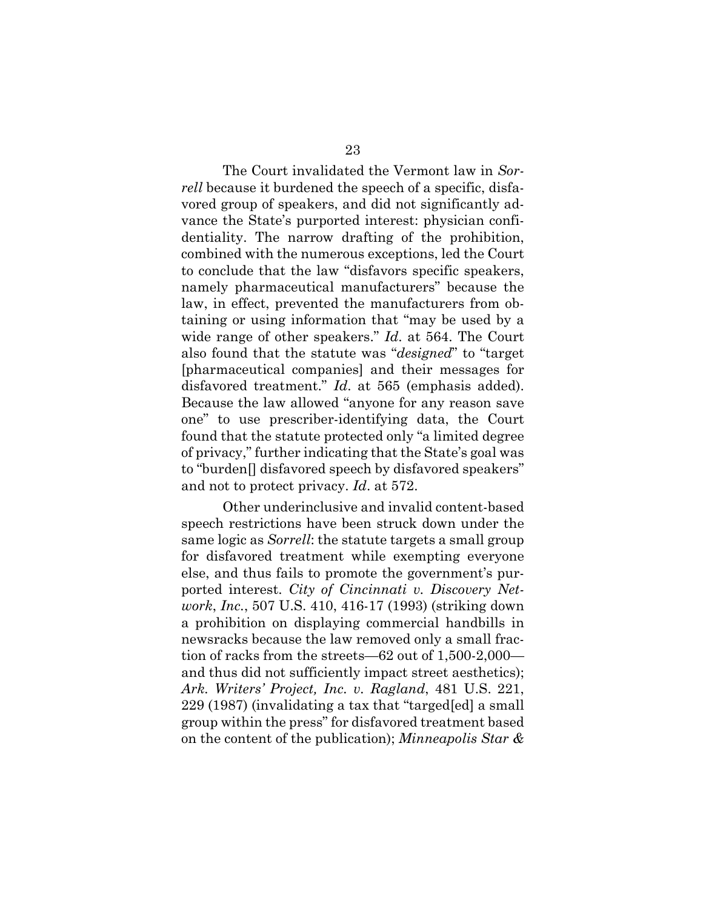The Court invalidated the Vermont law in *Sorrell* because it burdened the speech of a specific, disfavored group of speakers, and did not significantly advance the State's purported interest: physician confidentiality. The narrow drafting of the prohibition, combined with the numerous exceptions, led the Court to conclude that the law "disfavors specific speakers, namely pharmaceutical manufacturers" because the law, in effect, prevented the manufacturers from obtaining or using information that "may be used by a wide range of other speakers." *Id*. at 564. The Court also found that the statute was "*designed*" to "target [pharmaceutical companies] and their messages for disfavored treatment." *Id*. at 565 (emphasis added). Because the law allowed "anyone for any reason save one" to use prescriber-identifying data, the Court found that the statute protected only "a limited degree of privacy," further indicating that the State's goal was to "burden[] disfavored speech by disfavored speakers" and not to protect privacy. *Id*. at 572.

Other underinclusive and invalid content-based speech restrictions have been struck down under the same logic as *Sorrell*: the statute targets a small group for disfavored treatment while exempting everyone else, and thus fails to promote the government's purported interest. *City of Cincinnati v. Discovery Network*, *Inc.*, 507 U.S. 410, 416-17 (1993) (striking down a prohibition on displaying commercial handbills in newsracks because the law removed only a small fraction of racks from the streets—62 out of 1,500-2,000—and thus did not sufficiently impact street aesthetics); *Ark. Writers' Project, Inc. v. Ragland*, 481 U.S. 221, 229 (1987) (invalidating a tax that "targed[ed] a small group within the press" for disfavored treatment based on the content of the publication); *Minneapolis Star &*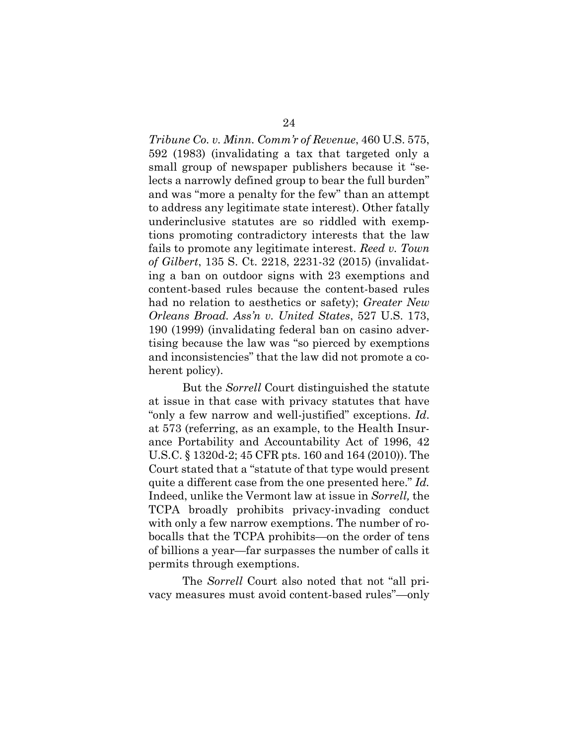*Tribune Co. v. Minn. Comm'r of Revenue*, 460 U.S. 575, 592 (1983) (invalidating a tax that targeted only a small group of newspaper publishers because it "selects a narrowly defined group to bear the full burden" and was "more a penalty for the few" than an attempt to address any legitimate state interest). Other fatally underinclusive statutes are so riddled with exemptions promoting contradictory interests that the law fails to promote any legitimate interest. *Reed v. Town of Gilbert*, 135 S. Ct. 2218, 2231-32 (2015) (invalidating a ban on outdoor signs with 23 exemptions and content-based rules because the content-based rules had no relation to aesthetics or safety); *Greater New Orleans Broad. Ass'n v. United States*, 527 U.S. 173, 190 (1999) (invalidating federal ban on casino advertising because the law was "so pierced by exemptions and inconsistencies" that the law did not promote a coherent policy).

But the *Sorrell* Court distinguished the statute at issue in that case with privacy statutes that have "only a few narrow and well-justified" exceptions. *Id*. at 573 (referring, as an example, to the Health Insurance Portability and Accountability Act of 1996, 42 U.S.C. § 1320d-2; 45 CFR pts. 160 and 164 (2010)). The Court stated that a "statute of that type would present quite a different case from the one presented here." *Id.* Indeed, unlike the Vermont law at issue in *Sorrell,* the TCPA broadly prohibits privacy-invading conduct with only a few narrow exemptions. The number of robocalls that the TCPA prohibits—on the order of tens of billions a year—far surpasses the number of calls it permits through exemptions.

The *Sorrell* Court also noted that not "all privacy measures must avoid content-based rules"—only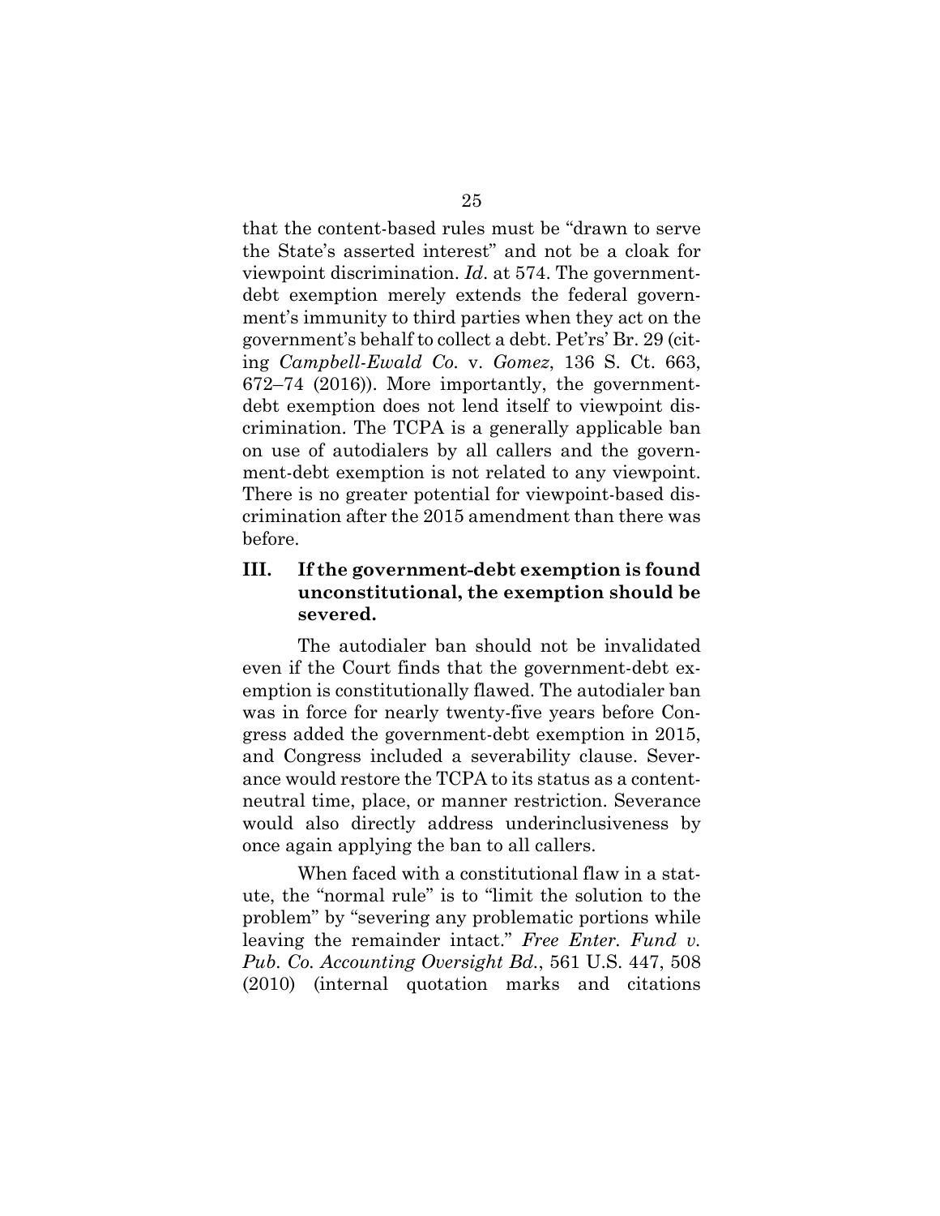that the content-based rules must be "drawn to serve the State's asserted interest" and not be a cloak for viewpoint discrimination. *Id*. at 574. The government-debt exemption merely extends the federal government's immunity to third parties when they act on the government's behalf to collect a debt. Pet'rs' Br. 29 (citing *Campbell-Ewald Co.* v. *Gomez*, 136 S. Ct. 663, 672–74 (2016)). More importantly, the government-debt exemption does not lend itself to viewpoint discrimination. The TCPA is a generally applicable ban on use of autodialers by all callers and the government-debt exemption is not related to any viewpoint. There is no greater potential for viewpoint-based discrimination after the 2015 amendment than there was before.

### III. If the government-debt exemption is found unconstitutional, the exemption should be severed.

The autodialer ban should not be invalidated even if the Court finds that the government-debt exemption is constitutionally flawed. The autodialer ban was in force for nearly twenty-five years before Congress added the government-debt exemption in 2015, and Congress included a severability clause. Severance would restore the TCPA to its status as a content-neutral time, place, or manner restriction. Severance would also directly address underinclusiveness by once again applying the ban to all callers.

When faced with a constitutional flaw in a statute, the "normal rule" is to "limit the solution to the problem" by "severing any problematic portions while leaving the remainder intact." *Free Enter. Fund v. Pub. Co. Accounting Oversight Bd.*, 561 U.S. 447, 508 (2010) (internal quotation marks and citations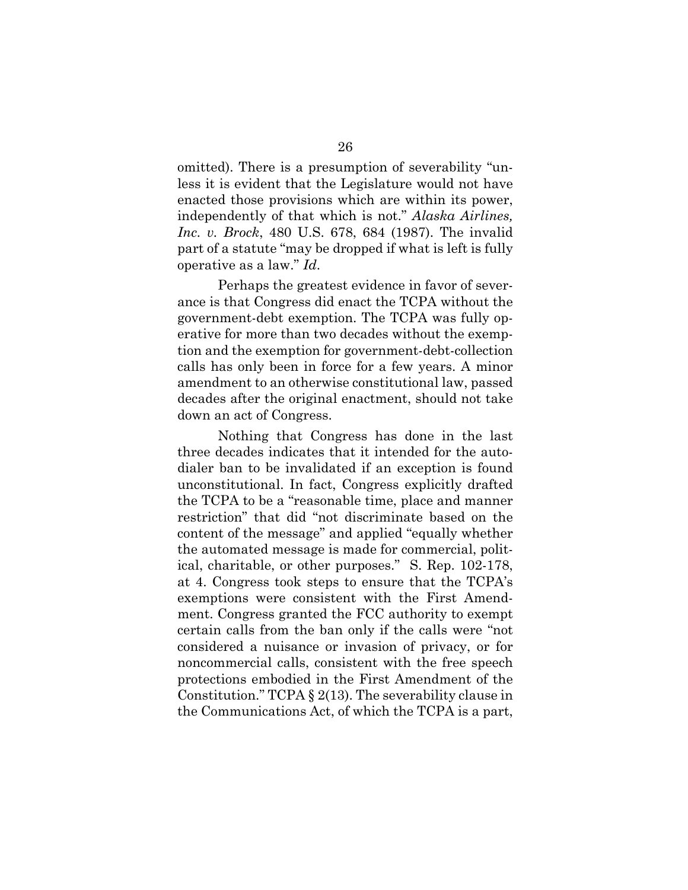omitted). There is a presumption of severability "unless it is evident that the Legislature would not have enacted those provisions which are within its power, independently of that which is not." *Alaska Airlines, Inc. v. Brock*, 480 U.S. 678, 684 (1987). The invalid part of a statute "may be dropped if what is left is fully operative as a law." *Id*.

Perhaps the greatest evidence in favor of severance is that Congress did enact the TCPA without the government-debt exemption. The TCPA was fully operative for more than two decades without the exemption and the exemption for government-debt-collection calls has only been in force for a few years. A minor amendment to an otherwise constitutional law, passed decades after the original enactment, should not take down an act of Congress.

Nothing that Congress has done in the last three decades indicates that it intended for the autodialer ban to be invalidated if an exception is found unconstitutional. In fact, Congress explicitly drafted the TCPA to be a "reasonable time, place and manner restriction" that did "not discriminate based on the content of the message" and applied "equally whether the automated message is made for commercial, political, charitable, or other purposes." S. Rep. 102-178, at 4. Congress took steps to ensure that the TCPA's exemptions were consistent with the First Amendment. Congress granted the FCC authority to exempt certain calls from the ban only if the calls were "not considered a nuisance or invasion of privacy, or for noncommercial calls, consistent with the free speech protections embodied in the First Amendment of the Constitution." TCPA § 2(13). The severability clause in the Communications Act, of which the TCPA is a part,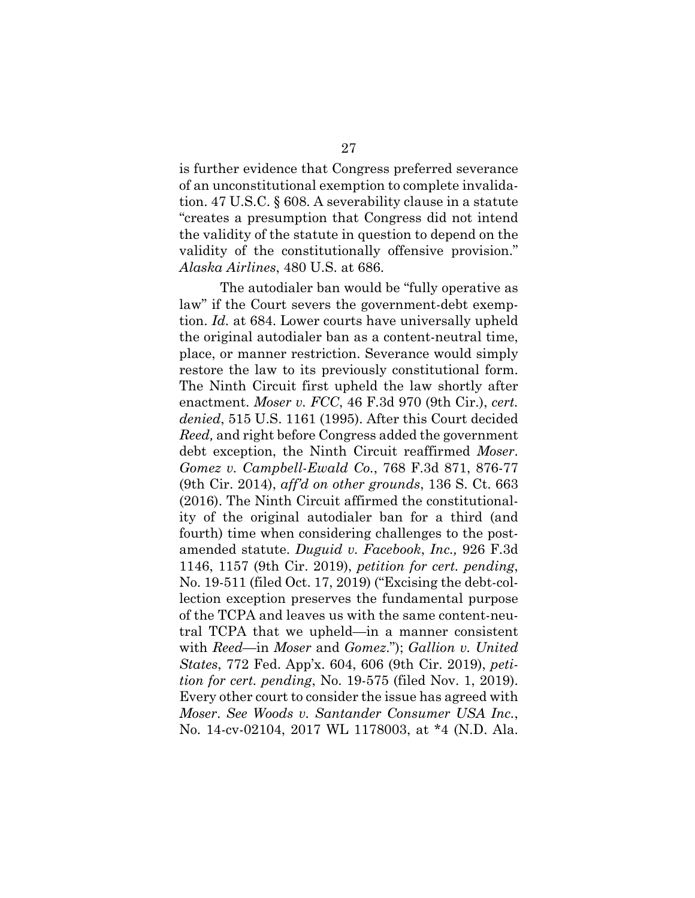is further evidence that Congress preferred severance of an unconstitutional exemption to complete invalidation. 47 U.S.C. § 608. A severability clause in a statute "creates a presumption that Congress did not intend the validity of the statute in question to depend on the validity of the constitutionally offensive provision." *Alaska Airlines*, 480 U.S. at 686.

The autodialer ban would be "fully operative as law" if the Court severs the government-debt exemption. *Id.* at 684. Lower courts have universally upheld the original autodialer ban as a content-neutral time, place, or manner restriction. Severance would simply restore the law to its previously constitutional form. The Ninth Circuit first upheld the law shortly after enactment. *Moser v. FCC*, 46 F.3d 970 (9th Cir.), *cert. denied*, 515 U.S. 1161 (1995). After this Court decided *Reed,* and right before Congress added the government debt exception, the Ninth Circuit reaffirmed *Moser*. *Gomez v. Campbell-Ewald Co.*, 768 F.3d 871, 876-77 (9th Cir. 2014), *aff'd on other grounds*, 136 S. Ct. 663 (2016). The Ninth Circuit affirmed the constitutionality of the original autodialer ban for a third (and fourth) time when considering challenges to the post-amended statute. *Duguid v. Facebook, Inc.,* 926 F.3d 1146, 1157 (9th Cir. 2019), *petition for cert. pending*, No. 19-511 (filed Oct. 17, 2019) ("Excising the debt-collection exception preserves the fundamental purpose of the TCPA and leaves us with the same content-neutral TCPA that we upheld—in a manner consistent with *Reed*—in *Moser* and *Gomez*."); *Gallion v. United States*, 772 Fed. App'x. 604, 606 (9th Cir. 2019), *petition for cert. pending*, No. 19-575 (filed Nov. 1, 2019). Every other court to consider the issue has agreed with *Moser*. *See Woods v. Santander Consumer USA Inc.*, No. 14-cv-02104, 2017 WL 1178003, at *4 (N.D. Ala.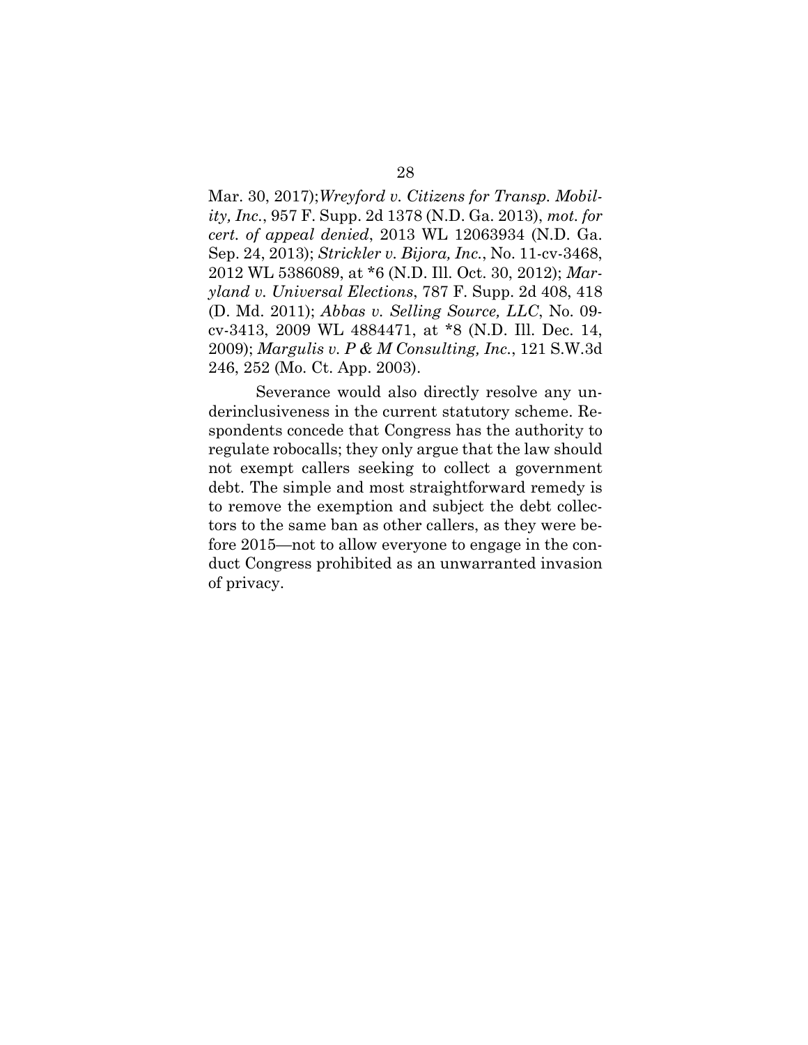Mar. 30, 2017); *Wreyford v. Citizens for Transp. Mobility, Inc.*, 957 F. Supp. 2d 1378 (N.D. Ga. 2013), *mot. for cert. of appeal denied*, 2013 WL 12063934 (N.D. Ga. Sep. 24, 2013); *Strickler v. Bijora, Inc.*, No. 11-cv-3468, 2012 WL 5386089, at *6 (N.D. Ill. Oct. 30, 2012); *Maryland v. Universal Elections*, 787 F. Supp. 2d 408, 418 (D. Md. 2011); *Abbas v. Selling Source, LLC*, No. 09-cv-3413, 2009 WL 4884471, at *8 (N.D. Ill. Dec. 14, 2009); *Margulis v. P & M Consulting, Inc.*, 121 S.W.3d 246, 252 (Mo. Ct. App. 2003).

Severance would also directly resolve any underinclusiveness in the current statutory scheme. Respondents concede that Congress has the authority to regulate robocalls; they only argue that the law should not exempt callers seeking to collect a government debt. The simple and most straightforward remedy is to remove the exemption and subject the debt collectors to the same ban as other callers, as they were before 2015—not to allow everyone to engage in the conduct Congress prohibited as an unwarranted invasion of privacy.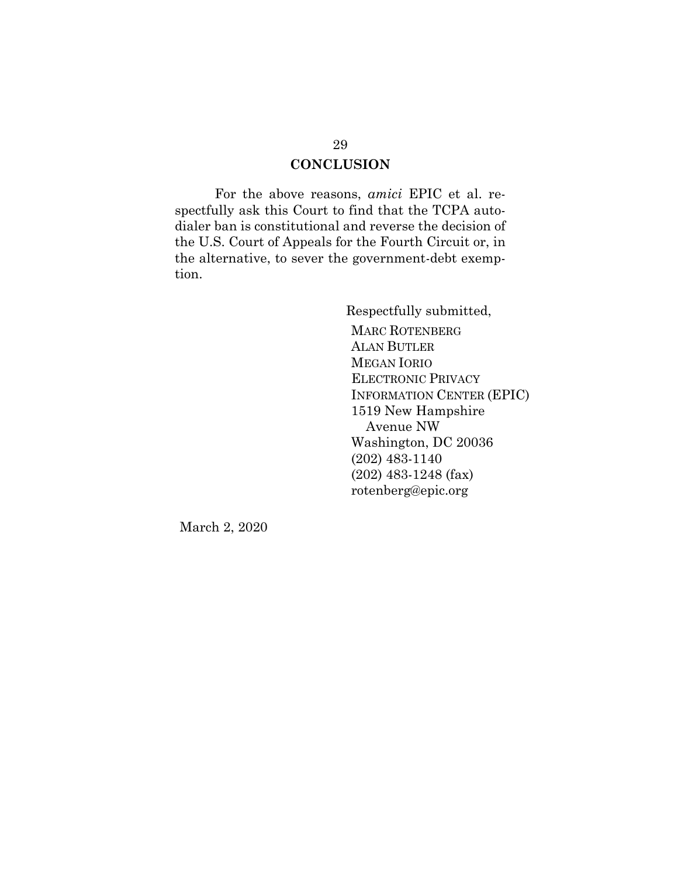## CONCLUSION

For the above reasons, *amici* EPIC et al. respectfully ask this Court to find that the TCPA autodialer ban is constitutional and reverse the decision of the U.S. Court of Appeals for the Fourth Circuit or, in the alternative, to sever the government-debt exemption.

Respectfully submitted,

MARC ROTENBERG
ALAN BUTLER
MEGAN IORIO
ELECTRONIC PRIVACY
INFORMATION CENTER (EPIC)
1519 New Hampshire
Avenue NW
Washington, DC 20036
(202) 483-1140
(202) 483-1248 (fax)
rotenberg@epic.org

March 2, 2020